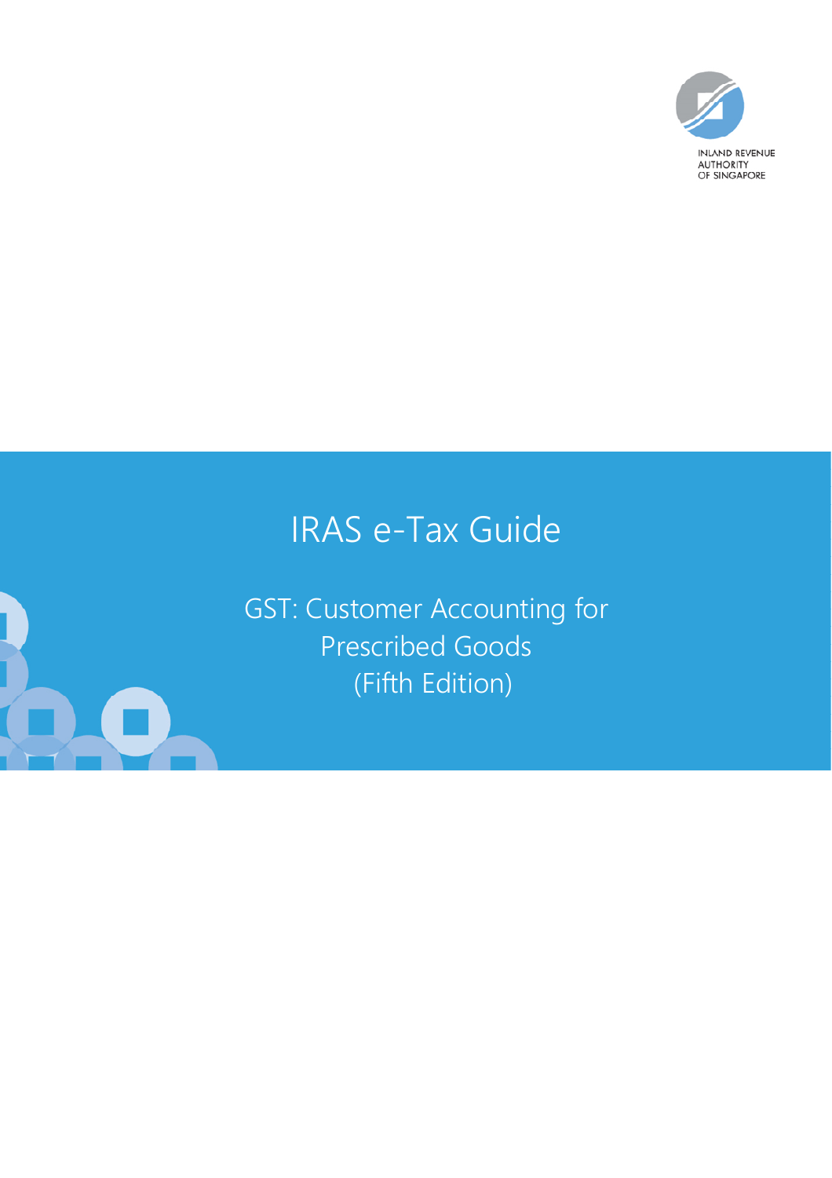INLAND REVENUE AUTHORITY OF SINGAPORE

# IRAS e-Tax Guide

## GST: Customer Accounting for Prescribed Goods (Fifth Edition)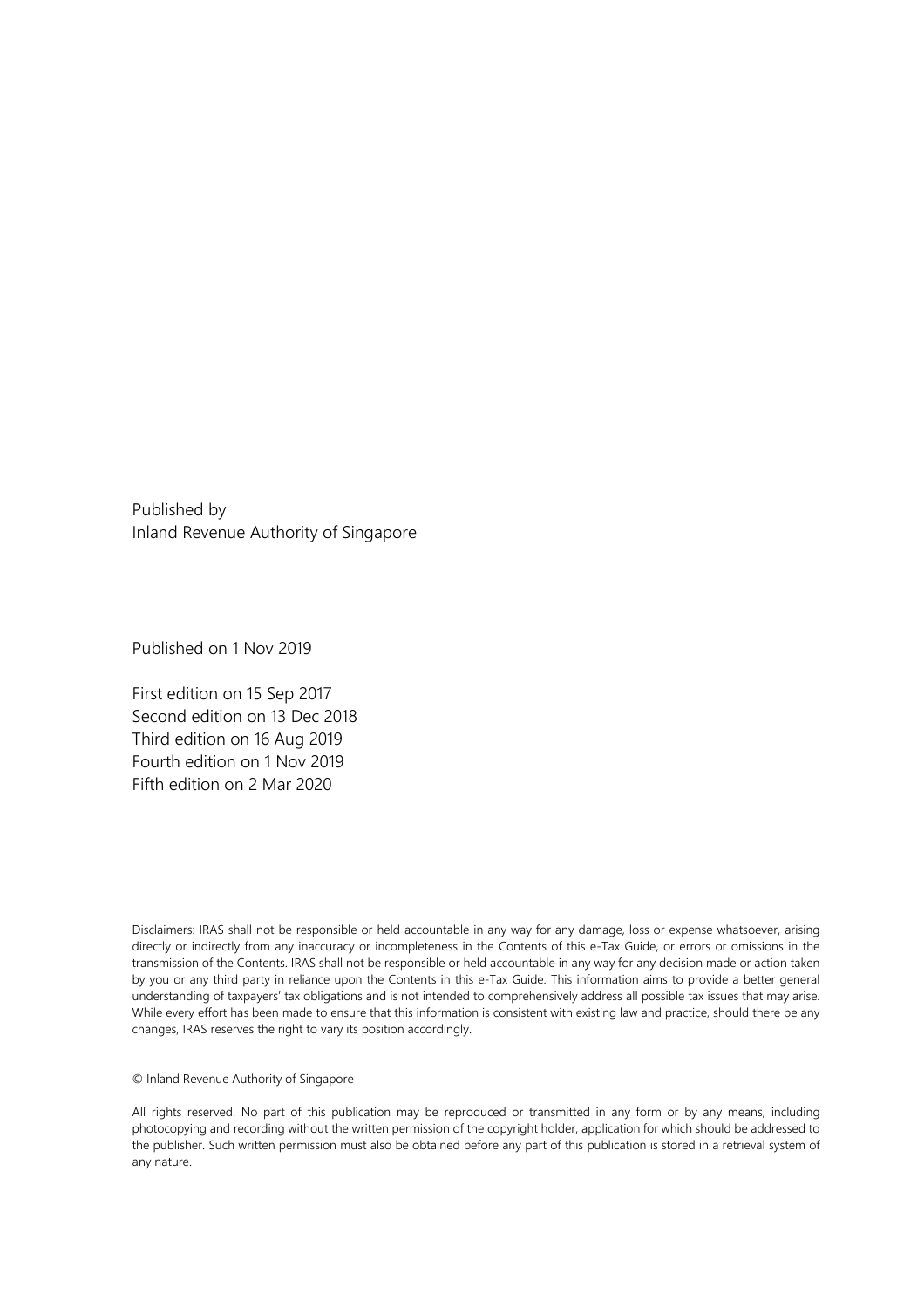Published by
Inland Revenue Authority of Singapore

Published on 1 Nov 2019

First edition on 15 Sep 2017
Second edition on 13 Dec 2018
Third edition on 16 Aug 2019
Fourth edition on 1 Nov 2019
Fifth edition on 2 Mar 2020

Disclaimers: IRAS shall not be responsible or held accountable in any way for any damage, loss or expense whatsoever, arising directly or indirectly from any inaccuracy or incompleteness in the Contents of this e-Tax Guide, or errors or omissions in the transmission of the Contents. IRAS shall not be responsible or held accountable in any way for any decision made or action taken by you or any third party in reliance upon the Contents in this e-Tax Guide. This information aims to provide a better general understanding of taxpayers' tax obligations and is not intended to comprehensively address all possible tax issues that may arise. While every effort has been made to ensure that this information is consistent with existing law and practice, should there be any changes, IRAS reserves the right to vary its position accordingly.

© Inland Revenue Authority of Singapore

All rights reserved. No part of this publication may be reproduced or transmitted in any form or by any means, including photocopying and recording without the written permission of the copyright holder, application for which should be addressed to the publisher. Such written permission must also be obtained before any part of this publication is stored in a retrieval system of any nature.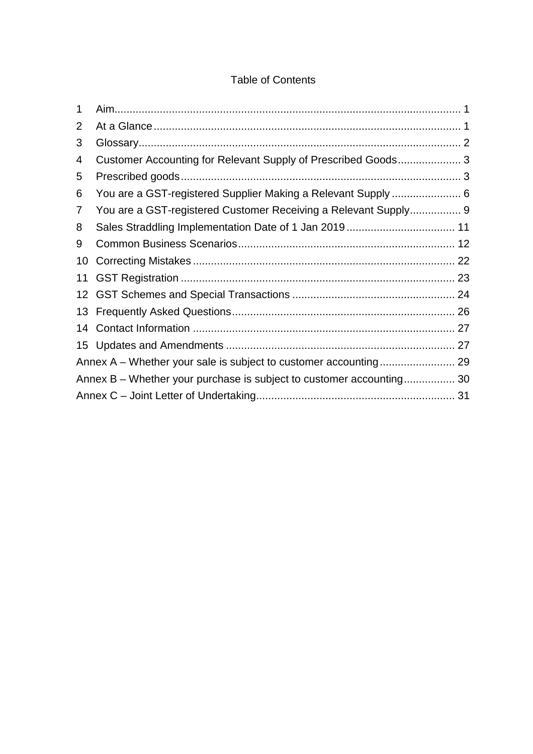Table of Contents

| | | |
|---|---|---|
| 1 | Aim | 1 |
| 2 | At a Glance | 1 |
| 3 | Glossary | 2 |
| 4 | Customer Accounting for Relevant Supply of Prescribed Goods | 3 |
| 5 | Prescribed goods | 3 |
| 6 | You are a GST-registered Supplier Making a Relevant Supply | 6 |
| 7 | You are a GST-registered Customer Receiving a Relevant Supply | 9 |
| 8 | Sales Straddling Implementation Date of 1 Jan 2019 | 11 |
| 9 | Common Business Scenarios | 12 |
| 10 | Correcting Mistakes | 22 |
| 11 | GST Registration | 23 |
| 12 | GST Schemes and Special Transactions | 24 |
| 13 | Frequently Asked Questions | 26 |
| 14 | Contact Information | 27 |
| 15 | Updates and Amendments | 27 |
| Annex A – Whether your sale is subject to customer accounting | | 29 |
| Annex B – Whether your purchase is subject to customer accounting | | 30 |
| Annex C – Joint Letter of Undertaking | | 31 |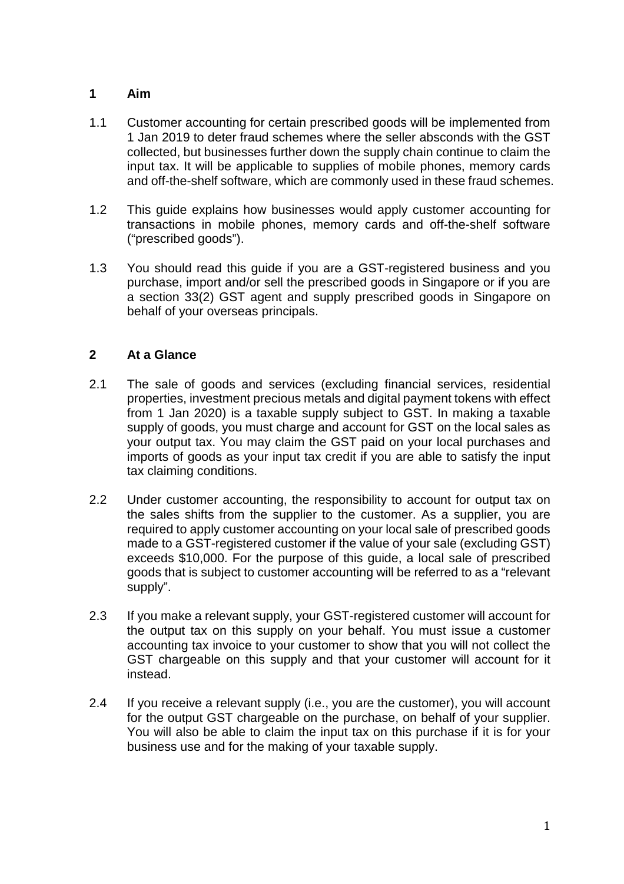## 1 Aim

1.1 Customer accounting for certain prescribed goods will be implemented from 1 Jan 2019 to deter fraud schemes where the seller absconds with the GST collected, but businesses further down the supply chain continue to claim the input tax. It will be applicable to supplies of mobile phones, memory cards and off-the-shelf software, which are commonly used in these fraud schemes.

1.2 This guide explains how businesses would apply customer accounting for transactions in mobile phones, memory cards and off-the-shelf software ("prescribed goods").

1.3 You should read this guide if you are a GST-registered business and you purchase, import and/or sell the prescribed goods in Singapore or if you are a section 33(2) GST agent and supply prescribed goods in Singapore on behalf of your overseas principals.

## 2 At a Glance

2.1 The sale of goods and services (excluding financial services, residential properties, investment precious metals and digital payment tokens with effect from 1 Jan 2020) is a taxable supply subject to GST. In making a taxable supply of goods, you must charge and account for GST on the local sales as your output tax. You may claim the GST paid on your local purchases and imports of goods as your input tax credit if you are able to satisfy the input tax claiming conditions.

2.2 Under customer accounting, the responsibility to account for output tax on the sales shifts from the supplier to the customer. As a supplier, you are required to apply customer accounting on your local sale of prescribed goods made to a GST-registered customer if the value of your sale (excluding GST) exceeds $10,000. For the purpose of this guide, a local sale of prescribed goods that is subject to customer accounting will be referred to as a "relevant supply".

2.3 If you make a relevant supply, your GST-registered customer will account for the output tax on this supply on your behalf. You must issue a customer accounting tax invoice to your customer to show that you will not collect the GST chargeable on this supply and that your customer will account for it instead.

2.4 If you receive a relevant supply (i.e., you are the customer), you will account for the output GST chargeable on the purchase, on behalf of your supplier. You will also be able to claim the input tax on this purchase if it is for your business use and for the making of your taxable supply.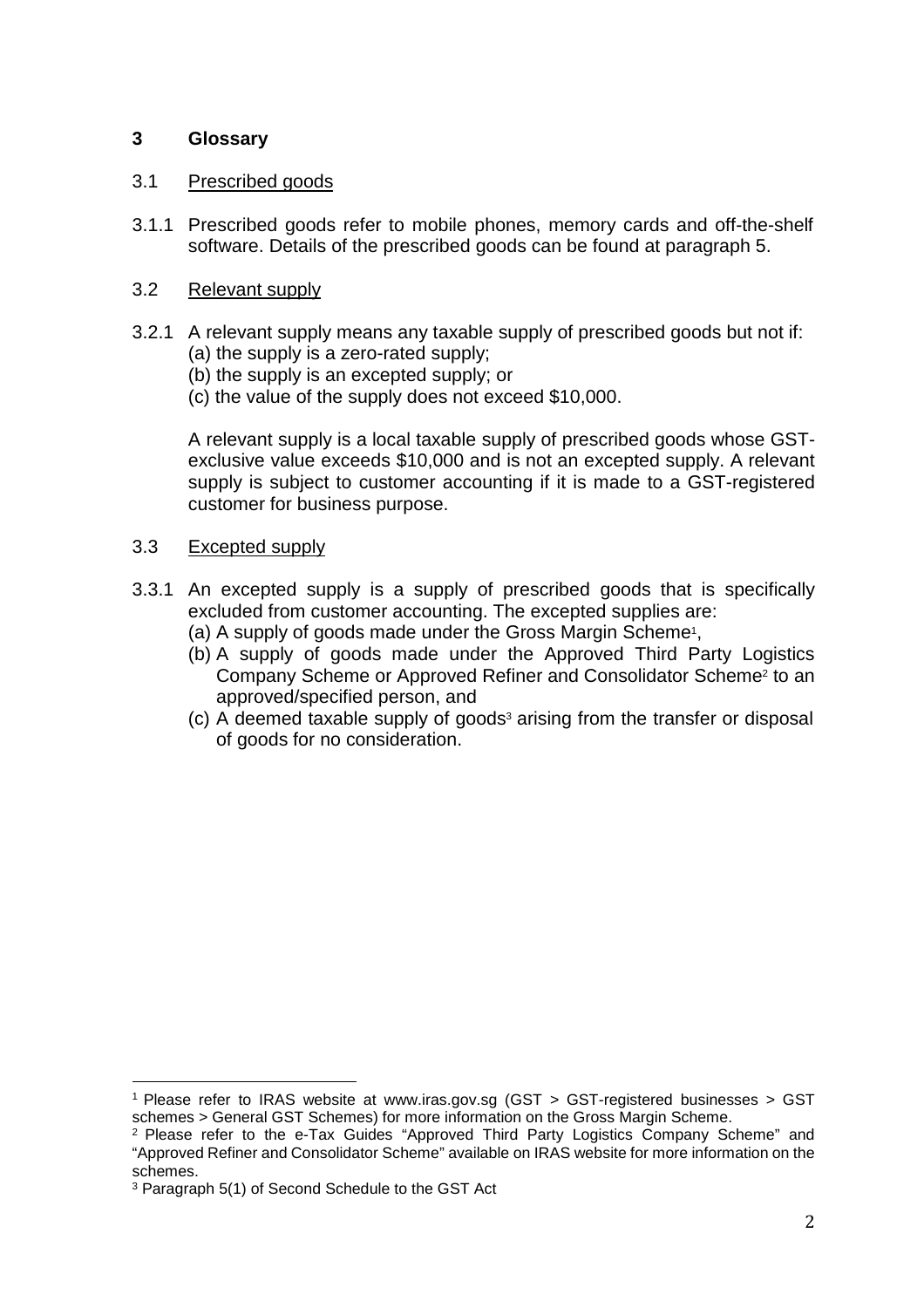## 3 Glossary

### 3.1 Prescribed goods

3.1.1 Prescribed goods refer to mobile phones, memory cards and off-the-shelf software. Details of the prescribed goods can be found at paragraph 5.

### 3.2 Relevant supply

3.2.1 A relevant supply means any taxable supply of prescribed goods but not if:
(a) the supply is a zero-rated supply;
(b) the supply is an excepted supply; or
(c) the value of the supply does not exceed $10,000.

A relevant supply is a local taxable supply of prescribed goods whose GST-exclusive value exceeds $10,000 and is not an excepted supply. A relevant supply is subject to customer accounting if it is made to a GST-registered customer for business purpose.

### 3.3 Excepted supply

3.3.1 An excepted supply is a supply of prescribed goods that is specifically excluded from customer accounting. The excepted supplies are:
(a) A supply of goods made under the Gross Margin Scheme[1],
(b) A supply of goods made under the Approved Third Party Logistics Company Scheme or Approved Refiner and Consolidator Scheme[2] to an approved/specified person, and
(c) A deemed taxable supply of goods[3] arising from the transfer or disposal of goods for no consideration.

---

[1] Please refer to IRAS website at www.iras.gov.sg (GST > GST-registered businesses > GST schemes > General GST Schemes) for more information on the Gross Margin Scheme.

[2] Please refer to the e-Tax Guides "Approved Third Party Logistics Company Scheme" and "Approved Refiner and Consolidator Scheme" available on IRAS website for more information on the schemes.

[3] Paragraph 5(1) of Second Schedule to the GST Act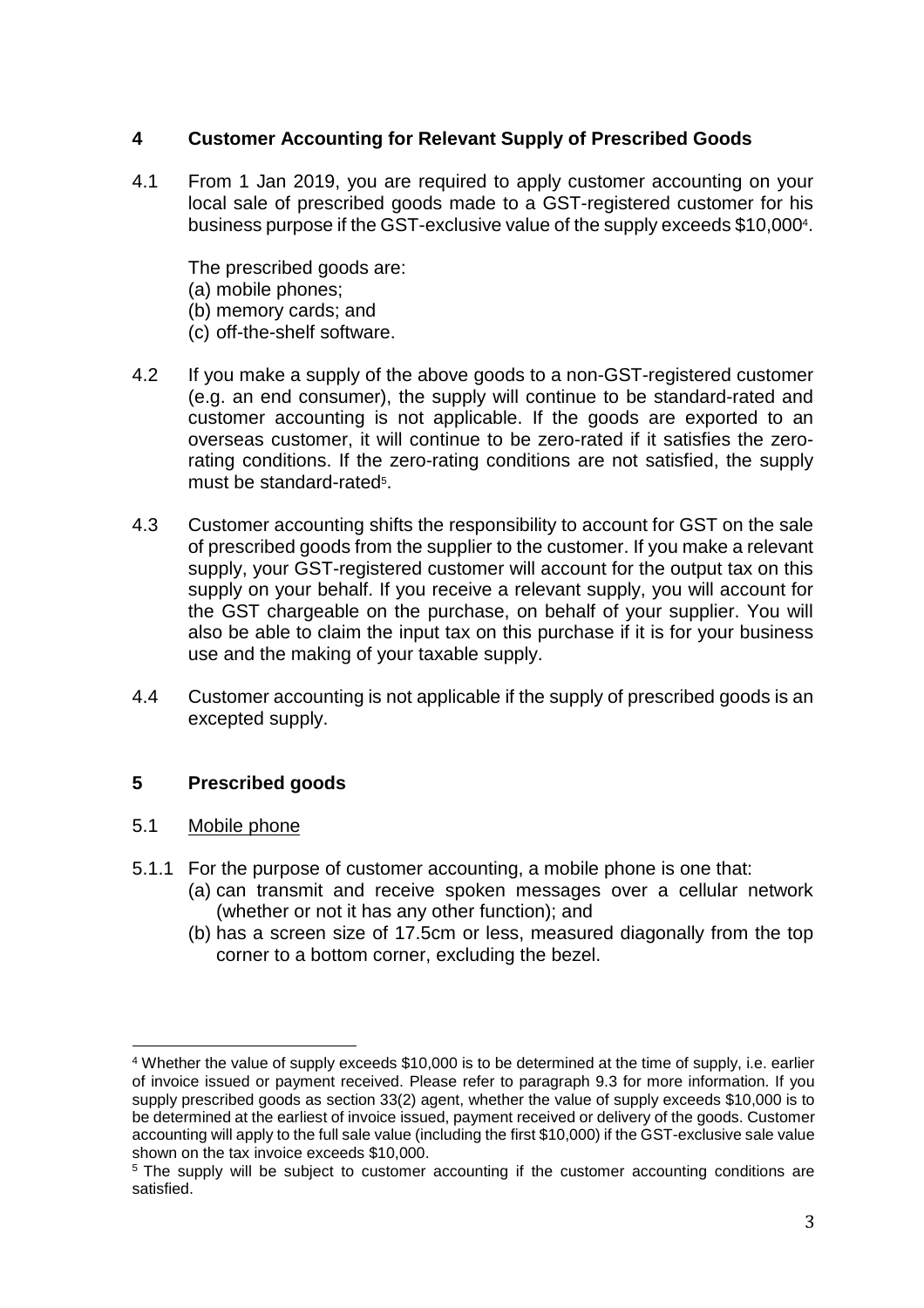## 4 Customer Accounting for Relevant Supply of Prescribed Goods

4.1 From 1 Jan 2019, you are required to apply customer accounting on your local sale of prescribed goods made to a GST-registered customer for his business purpose if the GST-exclusive value of the supply exceeds $10,000[4].

The prescribed goods are:
(a) mobile phones;
(b) memory cards; and
(c) off-the-shelf software.

4.2 If you make a supply of the above goods to a non-GST-registered customer (e.g. an end consumer), the supply will continue to be standard-rated and customer accounting is not applicable. If the goods are exported to an overseas customer, it will continue to be zero-rated if it satisfies the zero-rating conditions. If the zero-rating conditions are not satisfied, the supply must be standard-rated[5].

4.3 Customer accounting shifts the responsibility to account for GST on the sale of prescribed goods from the supplier to the customer. If you make a relevant supply, your GST-registered customer will account for the output tax on this supply on your behalf. If you receive a relevant supply, you will account for the GST chargeable on the purchase, on behalf of your supplier. You will also be able to claim the input tax on this purchase if it is for your business use and the making of your taxable supply.

4.4 Customer accounting is not applicable if the supply of prescribed goods is an excepted supply.

## 5 Prescribed goods

5.1 Mobile phone

5.1.1 For the purpose of customer accounting, a mobile phone is one that:
(a) can transmit and receive spoken messages over a cellular network (whether or not it has any other function); and
(b) has a screen size of 17.5cm or less, measured diagonally from the top corner to a bottom corner, excluding the bezel.

---

[4] Whether the value of supply exceeds $10,000 is to be determined at the time of supply, i.e. earlier of invoice issued or payment received. Please refer to paragraph 9.3 for more information. If you supply prescribed goods as section 33(2) agent, whether the value of supply exceeds $10,000 is to be determined at the earliest of invoice issued, payment received or delivery of the goods. Customer accounting will apply to the full sale value (including the first $10,000) if the GST-exclusive sale value shown on the tax invoice exceeds $10,000.

[5] The supply will be subject to customer accounting if the customer accounting conditions are satisfied.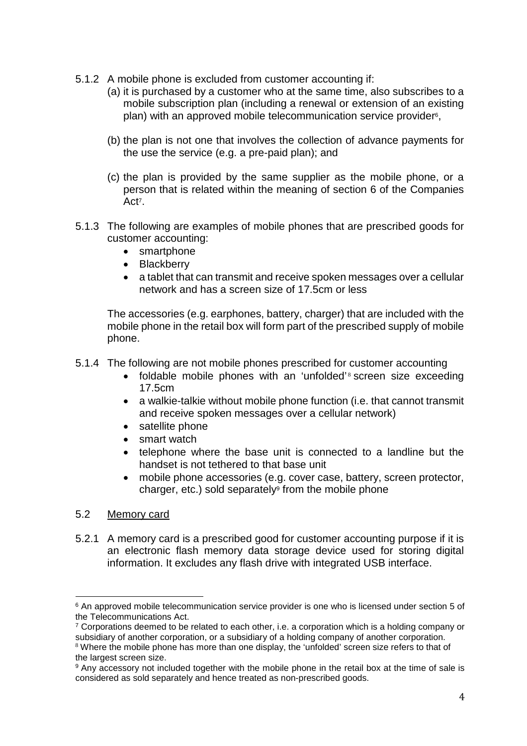5.1.2 A mobile phone is excluded from customer accounting if:

(a) it is purchased by a customer who at the same time, also subscribes to a mobile subscription plan (including a renewal or extension of an existing plan) with an approved mobile telecommunication service provider[6],

(b) the plan is not one that involves the collection of advance payments for the use the service (e.g. a pre-paid plan); and

(c) the plan is provided by the same supplier as the mobile phone, or a person that is related within the meaning of section 6 of the Companies Act[7].

5.1.3 The following are examples of mobile phones that are prescribed goods for customer accounting:

- smartphone
- Blackberry
- a tablet that can transmit and receive spoken messages over a cellular network and has a screen size of 17.5cm or less

The accessories (e.g. earphones, battery, charger) that are included with the mobile phone in the retail box will form part of the prescribed supply of mobile phone.

5.1.4 The following are not mobile phones prescribed for customer accounting

- foldable mobile phones with an 'unfolded'[8] screen size exceeding 17.5cm
- a walkie-talkie without mobile phone function (i.e. that cannot transmit and receive spoken messages over a cellular network)
- satellite phone
- smart watch
- telephone where the base unit is connected to a landline but the handset is not tethered to that base unit
- mobile phone accessories (e.g. cover case, battery, screen protector, charger, etc.) sold separately[9] from the mobile phone

5.2 Memory card

5.2.1 A memory card is a prescribed good for customer accounting purpose if it is an electronic flash memory data storage device used for storing digital information. It excludes any flash drive with integrated USB interface.

---

[6] An approved mobile telecommunication service provider is one who is licensed under section 5 of the Telecommunications Act.

[7] Corporations deemed to be related to each other, i.e. a corporation which is a holding company or subsidiary of another corporation, or a subsidiary of a holding company of another corporation.

[8] Where the mobile phone has more than one display, the 'unfolded' screen size refers to that of the largest screen size.

[9] Any accessory not included together with the mobile phone in the retail box at the time of sale is considered as sold separately and hence treated as non-prescribed goods.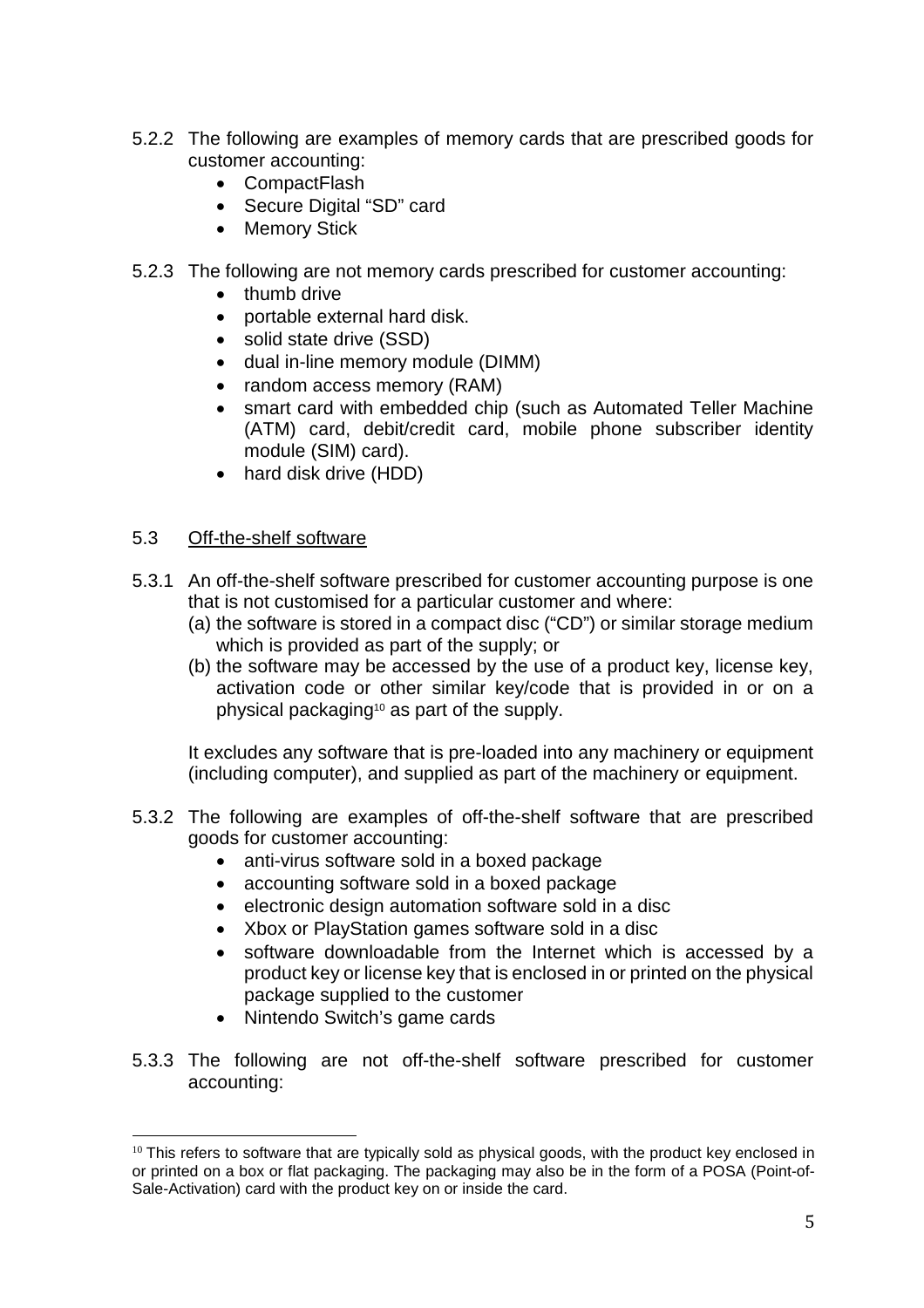5.2.2 The following are examples of memory cards that are prescribed goods for customer accounting:

- CompactFlash
- Secure Digital "SD" card
- Memory Stick

5.2.3 The following are not memory cards prescribed for customer accounting:

- thumb drive
- portable external hard disk.
- solid state drive (SSD)
- dual in-line memory module (DIMM)
- random access memory (RAM)
- smart card with embedded chip (such as Automated Teller Machine (ATM) card, debit/credit card, mobile phone subscriber identity module (SIM) card).
- hard disk drive (HDD)

5.3 <u>Off-the-shelf software</u>

5.3.1 An off-the-shelf software prescribed for customer accounting purpose is one that is not customised for a particular customer and where:

(a) the software is stored in a compact disc ("CD") or similar storage medium which is provided as part of the supply; or

(b) the software may be accessed by the use of a product key, license key, activation code or other similar key/code that is provided in or on a physical packaging[10] as part of the supply.

It excludes any software that is pre-loaded into any machinery or equipment (including computer), and supplied as part of the machinery or equipment.

5.3.2 The following are examples of off-the-shelf software that are prescribed goods for customer accounting:

- anti-virus software sold in a boxed package
- accounting software sold in a boxed package
- electronic design automation software sold in a disc
- Xbox or PlayStation games software sold in a disc
- software downloadable from the Internet which is accessed by a product key or license key that is enclosed in or printed on the physical package supplied to the customer
- Nintendo Switch's game cards

5.3.3 The following are not off-the-shelf software prescribed for customer accounting:

[10] This refers to software that are typically sold as physical goods, with the product key enclosed in or printed on a box or flat packaging. The packaging may also be in the form of a POSA (Point-of-Sale-Activation) card with the product key on or inside the card.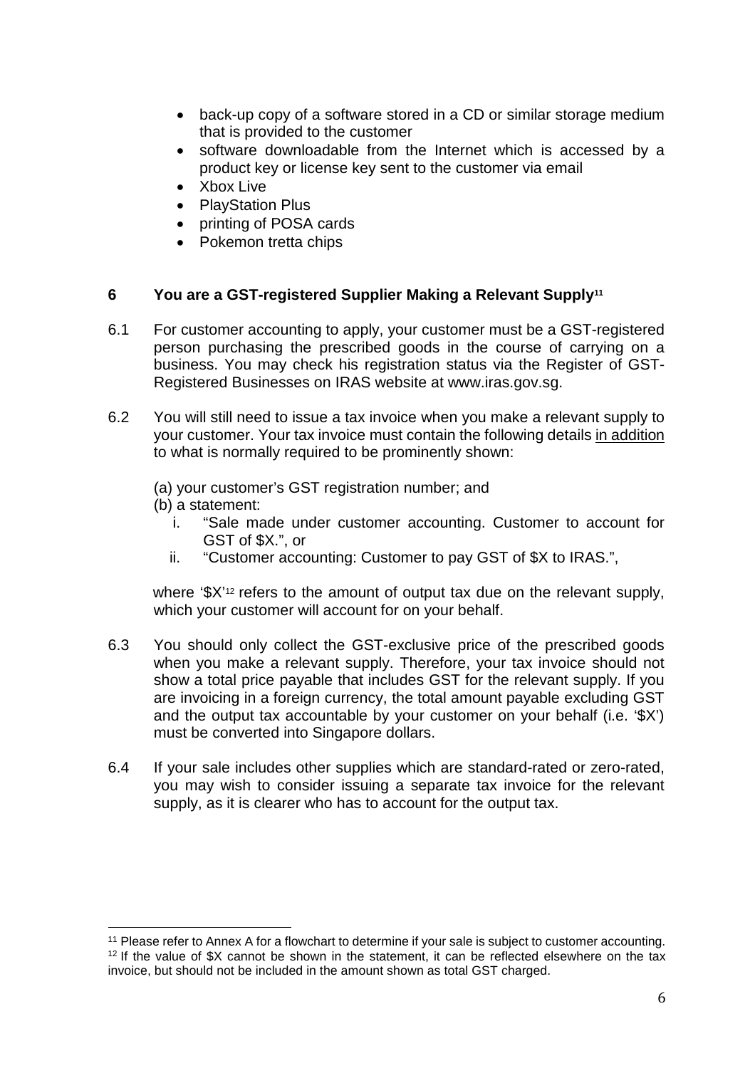- back-up copy of a software stored in a CD or similar storage medium that is provided to the customer
- software downloadable from the Internet which is accessed by a product key or license key sent to the customer via email
- Xbox Live
- PlayStation Plus
- printing of POSA cards
- Pokemon tretta chips

## 6 You are a GST-registered Supplier Making a Relevant Supply[11]

6.1 For customer accounting to apply, your customer must be a GST-registered person purchasing the prescribed goods in the course of carrying on a business. You may check his registration status via the Register of GST-Registered Businesses on IRAS website at www.iras.gov.sg.

6.2 You will still need to issue a tax invoice when you make a relevant supply to your customer. Your tax invoice must contain the following details <u>in addition</u> to what is normally required to be prominently shown:

(a) your customer's GST registration number; and

(b) a statement:

i. "Sale made under customer accounting. Customer to account for GST of $X.", or

ii. "Customer accounting: Customer to pay GST of $X to IRAS.",

where '$X'[12] refers to the amount of output tax due on the relevant supply, which your customer will account for on your behalf.

6.3 You should only collect the GST-exclusive price of the prescribed goods when you make a relevant supply. Therefore, your tax invoice should not show a total price payable that includes GST for the relevant supply. If you are invoicing in a foreign currency, the total amount payable excluding GST and the output tax accountable by your customer on your behalf (i.e. '$X') must be converted into Singapore dollars.

6.4 If your sale includes other supplies which are standard-rated or zero-rated, you may wish to consider issuing a separate tax invoice for the relevant supply, as it is clearer who has to account for the output tax.

---

[11] Please refer to Annex A for a flowchart to determine if your sale is subject to customer accounting.

[12] If the value of $X cannot be shown in the statement, it can be reflected elsewhere on the tax invoice, but should not be included in the amount shown as total GST charged.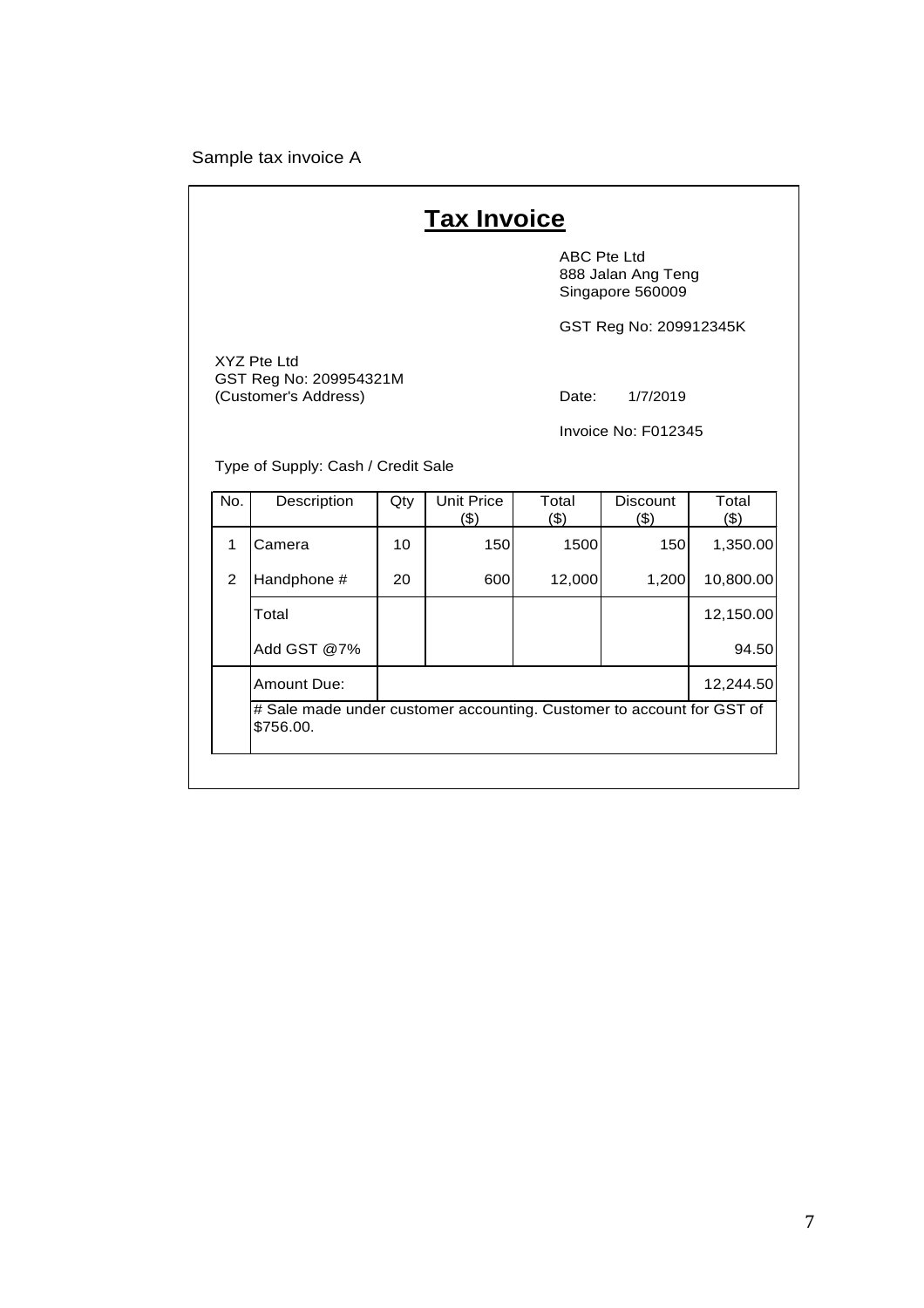Sample tax invoice A

# **Tax Invoice**

ABC Pte Ltd
888 Jalan Ang Teng
Singapore 560009

GST Reg No: 209912345K

XYZ Pte Ltd
GST Reg No: 209954321M
(Customer's Address)

Date: 1/7/2019

Invoice No: F012345

Type of Supply: Cash / Credit Sale

| No. | Description | Qty | Unit Price ($) | Total ($) | Discount ($) | Total ($) |
|---|---|---|---|---|---|---|
| 1 | Camera | 10 | 150 | 1500 | 150 | 1,350.00 |
| 2 | Handphone # | 20 | 600 | 12,000 | 1,200 | 10,800.00 |
| | Total | | | | | 12,150.00 |
| | Add GST @7% | | | | | 94.50 |
| | Amount Due: | | | | | 12,244.50 |
| | # Sale made under customer accounting. Customer to account for GST of $756.00. | | | | | |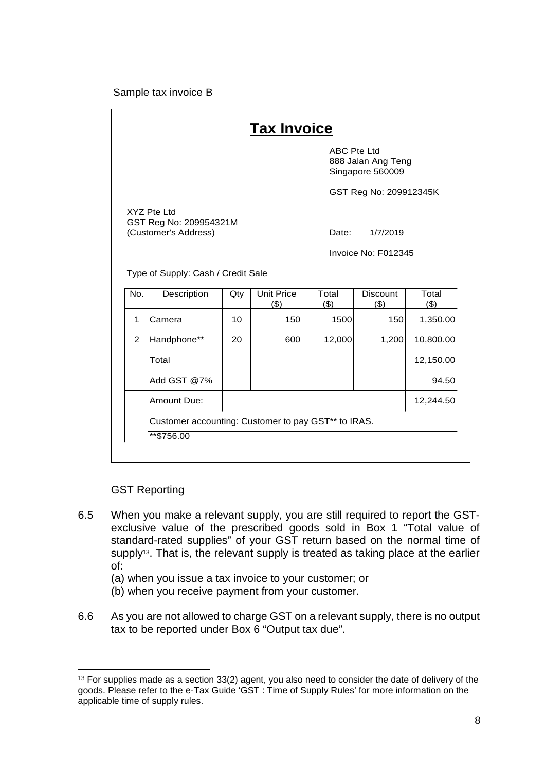Sample tax invoice B

## Tax Invoice

ABC Pte Ltd
888 Jalan Ang Teng
Singapore 560009

GST Reg No: 209912345K

XYZ Pte Ltd
GST Reg No: 209954321M
(Customer's Address)

Date: 1/7/2019

Invoice No: F012345

Type of Supply: Cash / Credit Sale

| No. | Description | Qty | Unit Price ($) | Total ($) | Discount ($) | Total ($) |
|---|---|---|---|---|---|---|
| 1 | Camera | 10 | 150 | 1500 | 150 | 1,350.00 |
| 2 | Handphone** | 20 | 600 | 12,000 | 1,200 | 10,800.00 |
| | Total | | | | | 12,150.00 |
| | Add GST @7% | | | | | 94.50 |
| | Amount Due: | | | | | 12,244.50 |
| | Customer accounting: Customer to pay GST** to IRAS. | | | | | |
| | **$756.00 | | | | | |

### GST Reporting

6.5 When you make a relevant supply, you are still required to report the GST-exclusive value of the prescribed goods sold in Box 1 "Total value of standard-rated supplies" of your GST return based on the normal time of supply[13]. That is, the relevant supply is treated as taking place at the earlier of:

(a) when you issue a tax invoice to your customer; or

(b) when you receive payment from your customer.

6.6 As you are not allowed to charge GST on a relevant supply, there is no output tax to be reported under Box 6 "Output tax due".

---

[13] For supplies made as a section 33(2) agent, you also need to consider the date of delivery of the goods. Please refer to the e-Tax Guide 'GST : Time of Supply Rules' for more information on the applicable time of supply rules.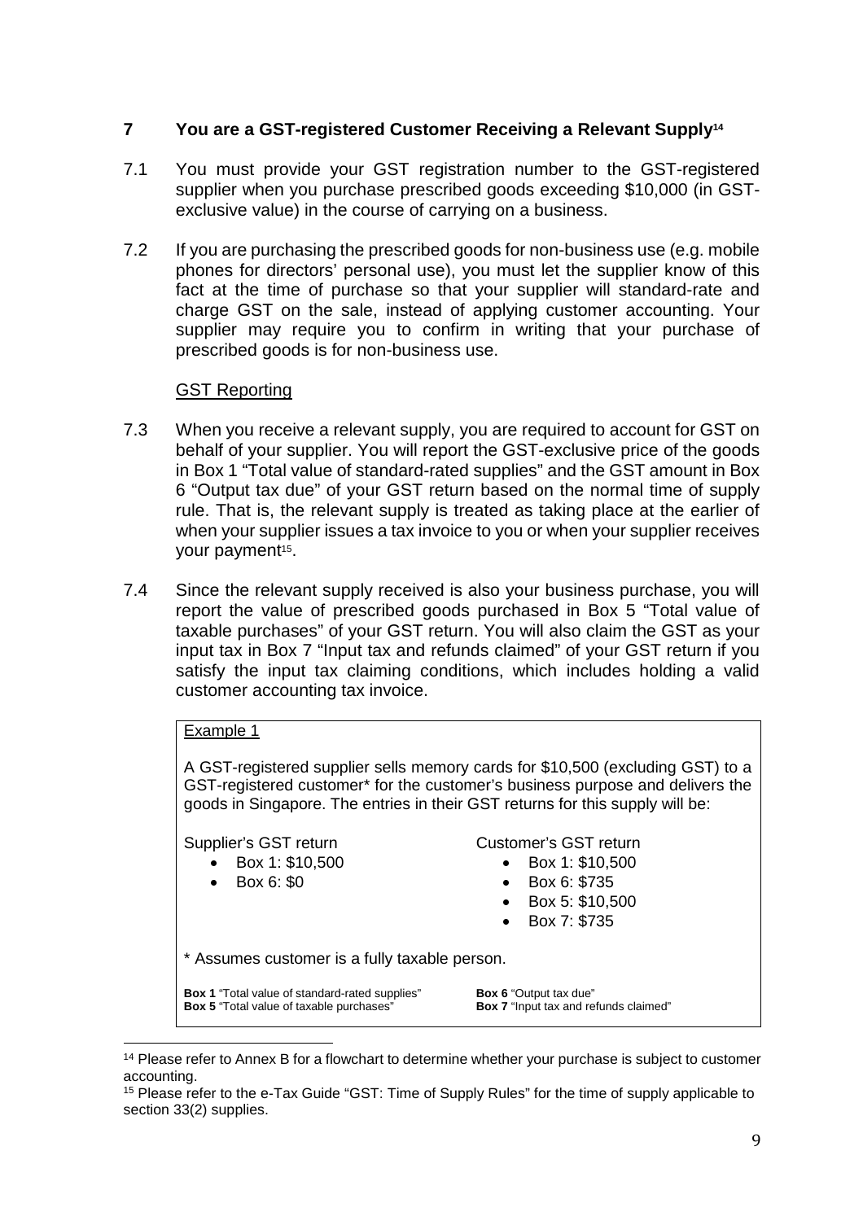## 7 You are a GST-registered Customer Receiving a Relevant Supply[14]

7.1 You must provide your GST registration number to the GST-registered supplier when you purchase prescribed goods exceeding $10,000 (in GST-exclusive value) in the course of carrying on a business.

7.2 If you are purchasing the prescribed goods for non-business use (e.g. mobile phones for directors' personal use), you must let the supplier know of this fact at the time of purchase so that your supplier will standard-rate and charge GST on the sale, instead of applying customer accounting. Your supplier may require you to confirm in writing that your purchase of prescribed goods is for non-business use.

<u>GST Reporting</u>

7.3 When you receive a relevant supply, you are required to account for GST on behalf of your supplier. You will report the GST-exclusive price of the goods in Box 1 "Total value of standard-rated supplies" and the GST amount in Box 6 "Output tax due" of your GST return based on the normal time of supply rule. That is, the relevant supply is treated as taking place at the earlier of when your supplier issues a tax invoice to you or when your supplier receives your payment[15].

7.4 Since the relevant supply received is also your business purchase, you will report the value of prescribed goods purchased in Box 5 "Total value of taxable purchases" of your GST return. You will also claim the GST as your input tax in Box 7 "Input tax and refunds claimed" of your GST return if you satisfy the input tax claiming conditions, which includes holding a valid customer accounting tax invoice.

> <u>Example 1</u>
>
> A GST-registered supplier sells memory cards for $10,500 (excluding GST) to a GST-registered customer* for the customer's business purpose and delivers the goods in Singapore. The entries in their GST returns for this supply will be:
>
> Supplier's GST return
> - Box 1: $10,500
> - Box 6: $0
>
> Customer's GST return
> - Box 1: $10,500
> - Box 6: $735
> - Box 5: $10,500
> - Box 7: $735
>
> * Assumes customer is a fully taxable person.
>
> **Box 1** "Total value of standard-rated supplies"
> **Box 5** "Total value of taxable purchases"
> **Box 6** "Output tax due"
> **Box 7** "Input tax and refunds claimed"

---

[14] Please refer to Annex B for a flowchart to determine whether your purchase is subject to customer accounting.

[15] Please refer to the e-Tax Guide "GST: Time of Supply Rules" for the time of supply applicable to section 33(2) supplies.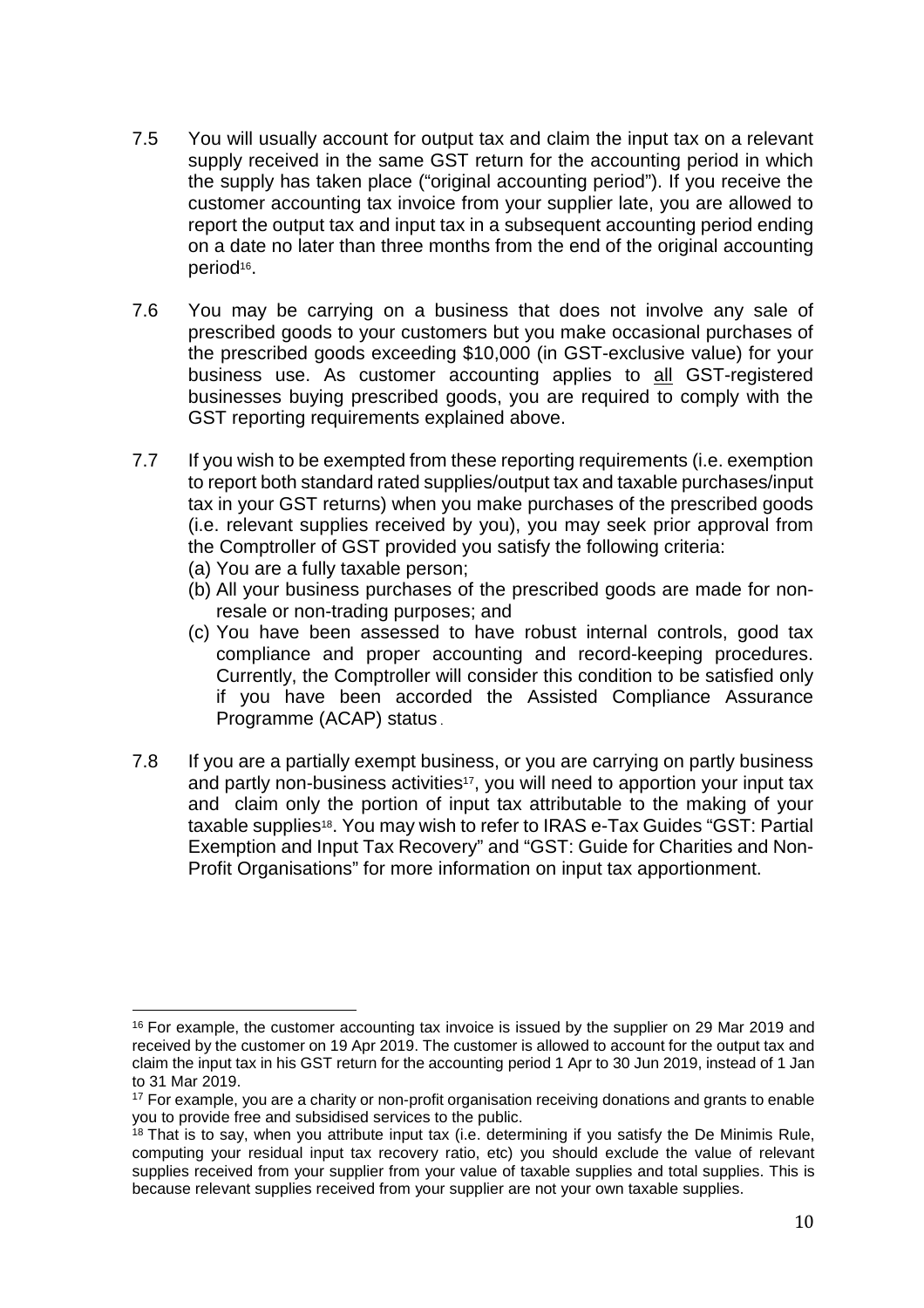7.5 You will usually account for output tax and claim the input tax on a relevant supply received in the same GST return for the accounting period in which the supply has taken place ("original accounting period"). If you receive the customer accounting tax invoice from your supplier late, you are allowed to report the output tax and input tax in a subsequent accounting period ending on a date no later than three months from the end of the original accounting period[16].

7.6 You may be carrying on a business that does not involve any sale of prescribed goods to your customers but you make occasional purchases of the prescribed goods exceeding $10,000 (in GST-exclusive value) for your business use. As customer accounting applies to <u>all</u> GST-registered businesses buying prescribed goods, you are required to comply with the GST reporting requirements explained above.

7.7 If you wish to be exempted from these reporting requirements (i.e. exemption to report both standard rated supplies/output tax and taxable purchases/input tax in your GST returns) when you make purchases of the prescribed goods (i.e. relevant supplies received by you), you may seek prior approval from the Comptroller of GST provided you satisfy the following criteria:

(a) You are a fully taxable person;

(b) All your business purchases of the prescribed goods are made for non-resale or non-trading purposes; and

(c) You have been assessed to have robust internal controls, good tax compliance and proper accounting and record-keeping procedures. Currently, the Comptroller will consider this condition to be satisfied only if you have been accorded the Assisted Compliance Assurance Programme (ACAP) status.

7.8 If you are a partially exempt business, or you are carrying on partly business and partly non-business activities[17], you will need to apportion your input tax and claim only the portion of input tax attributable to the making of your taxable supplies[18]. You may wish to refer to IRAS e-Tax Guides "GST: Partial Exemption and Input Tax Recovery" and "GST: Guide for Charities and Non-Profit Organisations" for more information on input tax apportionment.

---

[16] For example, the customer accounting tax invoice is issued by the supplier on 29 Mar 2019 and received by the customer on 19 Apr 2019. The customer is allowed to account for the output tax and claim the input tax in his GST return for the accounting period 1 Apr to 30 Jun 2019, instead of 1 Jan to 31 Mar 2019.

[17] For example, you are a charity or non-profit organisation receiving donations and grants to enable you to provide free and subsidised services to the public.

[18] That is to say, when you attribute input tax (i.e. determining if you satisfy the De Minimis Rule, computing your residual input tax recovery ratio, etc) you should exclude the value of relevant supplies received from your supplier from your value of taxable supplies and total supplies. This is because relevant supplies received from your supplier are not your own taxable supplies.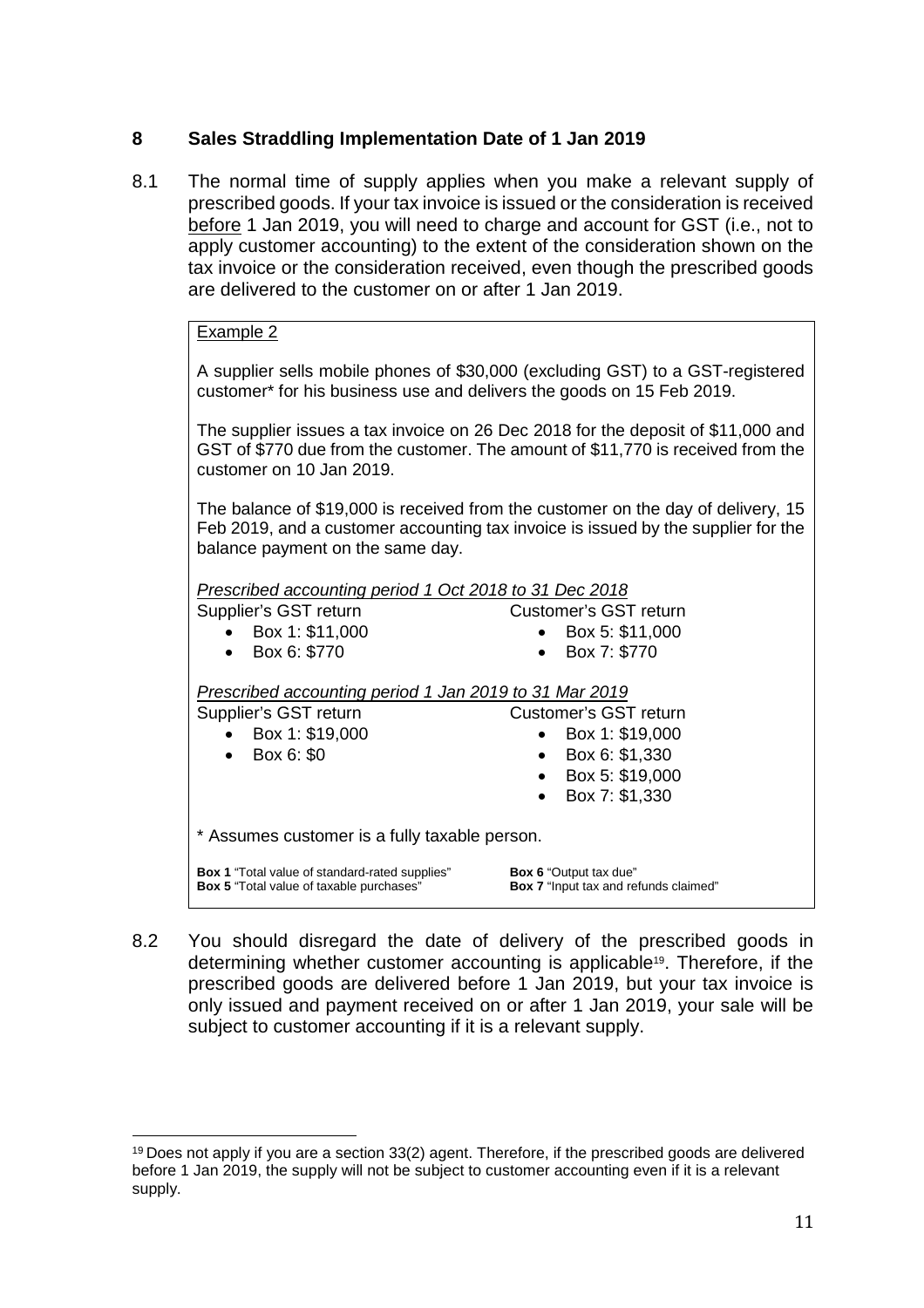## 8 Sales Straddling Implementation Date of 1 Jan 2019

8.1 The normal time of supply applies when you make a relevant supply of prescribed goods. If your tax invoice is issued or the consideration is received before 1 Jan 2019, you will need to charge and account for GST (i.e., not to apply customer accounting) to the extent of the consideration shown on the tax invoice or the consideration received, even though the prescribed goods are delivered to the customer on or after 1 Jan 2019.

> Example 2
>
> A supplier sells mobile phones of $30,000 (excluding GST) to a GST-registered customer* for his business use and delivers the goods on 15 Feb 2019.
>
> The supplier issues a tax invoice on 26 Dec 2018 for the deposit of $11,000 and GST of $770 due from the customer. The amount of $11,770 is received from the customer on 10 Jan 2019.
>
> The balance of $19,000 is received from the customer on the day of delivery, 15 Feb 2019, and a customer accounting tax invoice is issued by the supplier for the balance payment on the same day.
>
> *Prescribed accounting period 1 Oct 2018 to 31 Dec 2018*
>
> | Supplier's GST return | Customer's GST return |
> |---|---|
> | • Box 1: $11,000 | • Box 5: $11,000 |
> | • Box 6: $770 | • Box 7: $770 |
>
> *Prescribed accounting period 1 Jan 2019 to 31 Mar 2019*
>
> | Supplier's GST return | Customer's GST return |
> |---|---|
> | • Box 1: $19,000 | • Box 1: $19,000 |
> | • Box 6: $0 | • Box 6: $1,330 |
> | | • Box 5: $19,000 |
> | | • Box 7: $1,330 |
>
> * Assumes customer is a fully taxable person.
>
> **Box 1** "Total value of standard-rated supplies"
> **Box 5** "Total value of taxable purchases"
> **Box 6** "Output tax due"
> **Box 7** "Input tax and refunds claimed"

8.2 You should disregard the date of delivery of the prescribed goods in determining whether customer accounting is applicable[19]. Therefore, if the prescribed goods are delivered before 1 Jan 2019, but your tax invoice is only issued and payment received on or after 1 Jan 2019, your sale will be subject to customer accounting if it is a relevant supply.

---

[19] Does not apply if you are a section 33(2) agent. Therefore, if the prescribed goods are delivered before 1 Jan 2019, the supply will not be subject to customer accounting even if it is a relevant supply.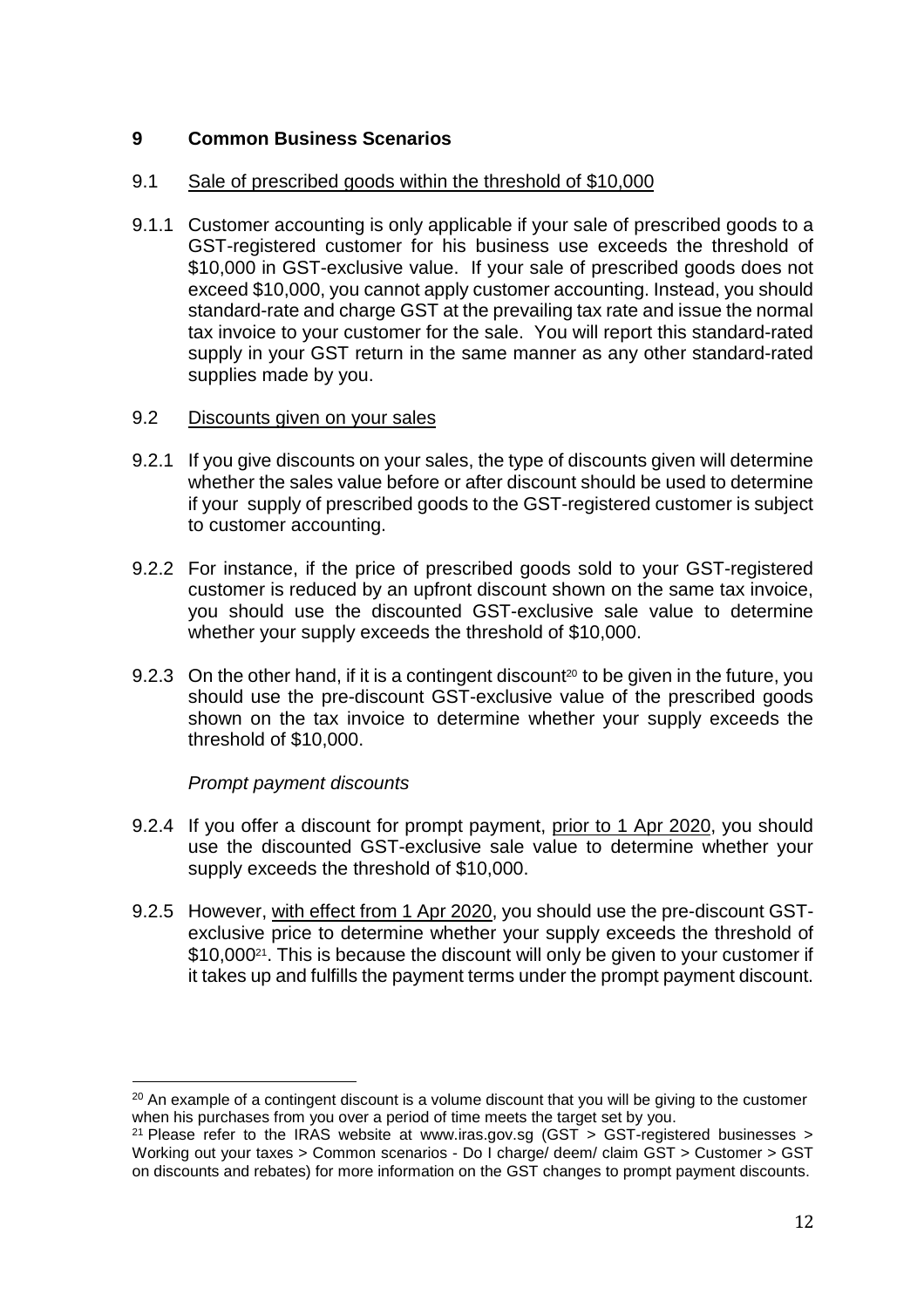## 9 Common Business Scenarios

### 9.1 Sale of prescribed goods within the threshold of $10,000

9.1.1 Customer accounting is only applicable if your sale of prescribed goods to a GST-registered customer for his business use exceeds the threshold of $10,000 in GST-exclusive value. If your sale of prescribed goods does not exceed $10,000, you cannot apply customer accounting. Instead, you should standard-rate and charge GST at the prevailing tax rate and issue the normal tax invoice to your customer for the sale. You will report this standard-rated supply in your GST return in the same manner as any other standard-rated supplies made by you.

### 9.2 Discounts given on your sales

9.2.1 If you give discounts on your sales, the type of discounts given will determine whether the sales value before or after discount should be used to determine if your supply of prescribed goods to the GST-registered customer is subject to customer accounting.

9.2.2 For instance, if the price of prescribed goods sold to your GST-registered customer is reduced by an upfront discount shown on the same tax invoice, you should use the discounted GST-exclusive sale value to determine whether your supply exceeds the threshold of $10,000.

9.2.3 On the other hand, if it is a contingent discount[20] to be given in the future, you should use the pre-discount GST-exclusive value of the prescribed goods shown on the tax invoice to determine whether your supply exceeds the threshold of $10,000.

*Prompt payment discounts*

9.2.4 If you offer a discount for prompt payment, prior to 1 Apr 2020, you should use the discounted GST-exclusive sale value to determine whether your supply exceeds the threshold of $10,000.

9.2.5 However, with effect from 1 Apr 2020, you should use the pre-discount GST-exclusive price to determine whether your supply exceeds the threshold of $10,000[21]. This is because the discount will only be given to your customer if it takes up and fulfills the payment terms under the prompt payment discount.

---

[20] An example of a contingent discount is a volume discount that you will be giving to the customer when his purchases from you over a period of time meets the target set by you.

[21] Please refer to the IRAS website at www.iras.gov.sg (GST > GST-registered businesses > Working out your taxes > Common scenarios - Do I charge/ deem/ claim GST > Customer > GST on discounts and rebates) for more information on the GST changes to prompt payment discounts.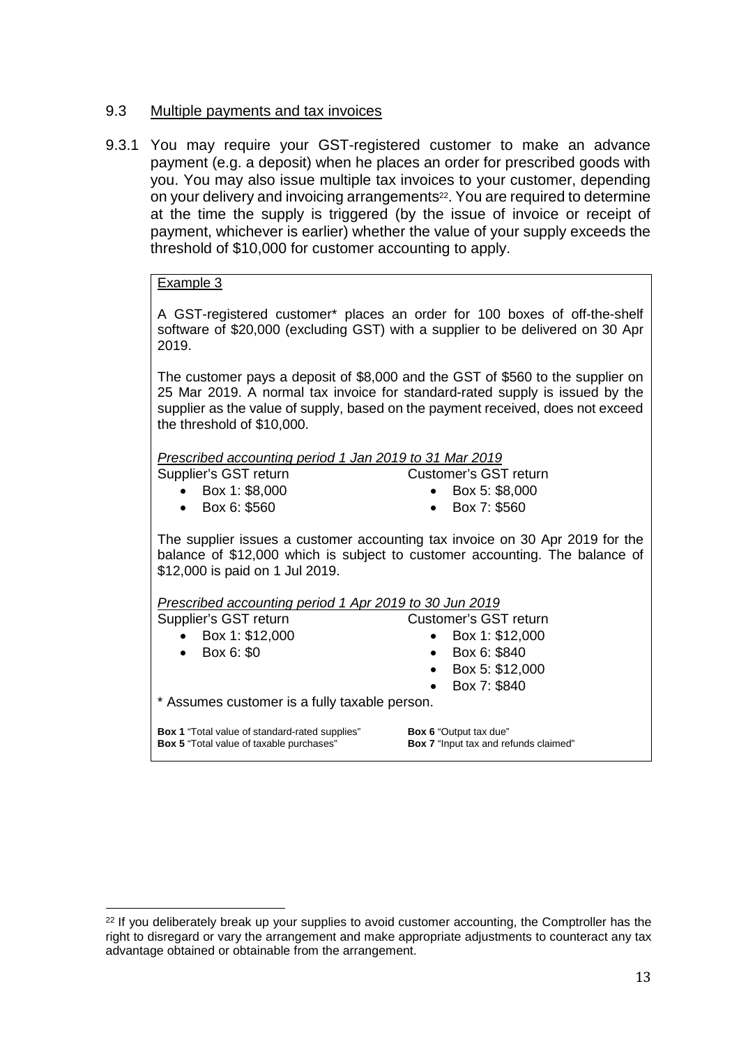### 9.3 Multiple payments and tax invoices

9.3.1 You may require your GST-registered customer to make an advance payment (e.g. a deposit) when he places an order for prescribed goods with you. You may also issue multiple tax invoices to your customer, depending on your delivery and invoicing arrangements[22]. You are required to determine at the time the supply is triggered (by the issue of invoice or receipt of payment, whichever is earlier) whether the value of your supply exceeds the threshold of $10,000 for customer accounting to apply.

> Example 3
>
> A GST-registered customer* places an order for 100 boxes of off-the-shelf software of $20,000 (excluding GST) with a supplier to be delivered on 30 Apr 2019.
>
> The customer pays a deposit of $8,000 and the GST of $560 to the supplier on 25 Mar 2019. A normal tax invoice for standard-rated supply is issued by the supplier as the value of supply, based on the payment received, does not exceed the threshold of $10,000.
>
> *Prescribed accounting period 1 Jan 2019 to 31 Mar 2019*
>
> | Supplier's GST return | Customer's GST return |
> |---|---|
> | • Box 1: $8,000 | • Box 5: $8,000 |
> | • Box 6: $560 | • Box 7: $560 |
>
> The supplier issues a customer accounting tax invoice on 30 Apr 2019 for the balance of $12,000 which is subject to customer accounting. The balance of $12,000 is paid on 1 Jul 2019.
>
> *Prescribed accounting period 1 Apr 2019 to 30 Jun 2019*
>
> | Supplier's GST return | Customer's GST return |
> |---|---|
> | • Box 1: $12,000 | • Box 1: $12,000 |
> | • Box 6: $0 | • Box 6: $840 |
> | | • Box 5: $12,000 |
> | | • Box 7: $840 |
>
> \* Assumes customer is a fully taxable person.
>
> **Box 1** "Total value of standard-rated supplies"
> **Box 5** "Total value of taxable purchases"
> **Box 6** "Output tax due"
> **Box 7** "Input tax and refunds claimed"

[22] If you deliberately break up your supplies to avoid customer accounting, the Comptroller has the right to disregard or vary the arrangement and make appropriate adjustments to counteract any tax advantage obtained or obtainable from the arrangement.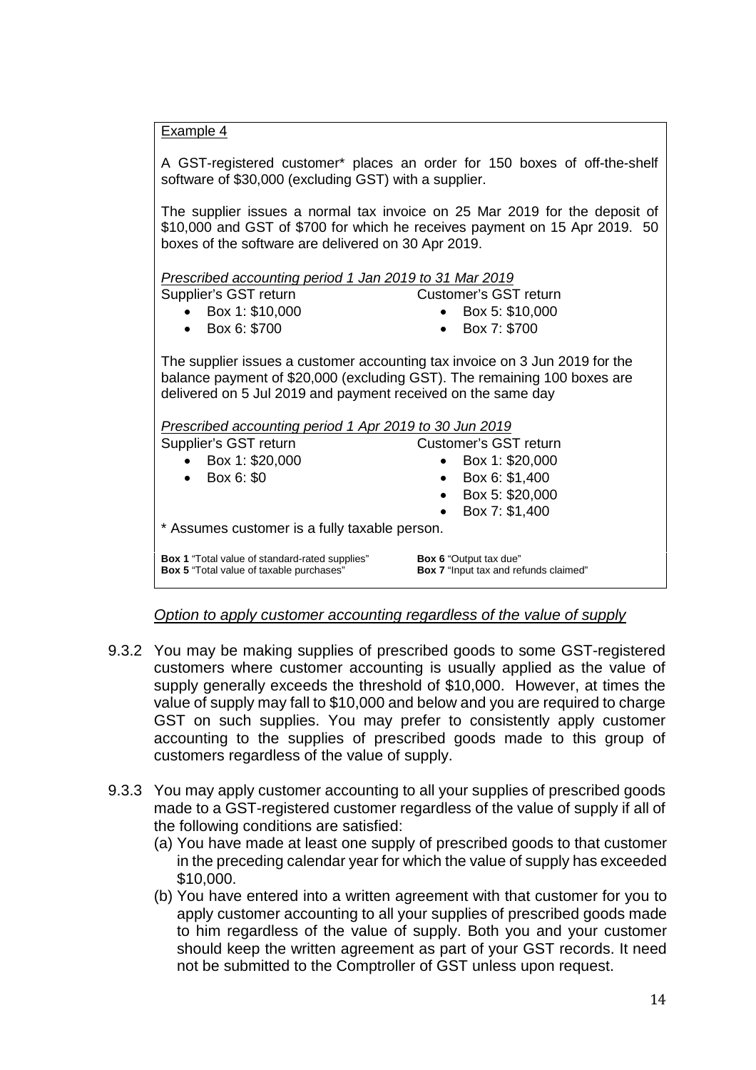Example 4

A GST-registered customer* places an order for 150 boxes of off-the-shelf software of $30,000 (excluding GST) with a supplier.

The supplier issues a normal tax invoice on 25 Mar 2019 for the deposit of $10,000 and GST of $700 for which he receives payment on 15 Apr 2019. 50 boxes of the software are delivered on 30 Apr 2019.

*Prescribed accounting period 1 Jan 2019 to 31 Mar 2019*

| Supplier's GST return | Customer's GST return |
|---|---|
| • Box 1: $10,000 | • Box 5: $10,000 |
| • Box 6: $700 | • Box 7: $700 |

The supplier issues a customer accounting tax invoice on 3 Jun 2019 for the balance payment of $20,000 (excluding GST). The remaining 100 boxes are delivered on 5 Jul 2019 and payment received on the same day

*Prescribed accounting period 1 Apr 2019 to 30 Jun 2019*

| Supplier's GST return | Customer's GST return |
|---|---|
| • Box 1: $20,000 | • Box 1: $20,000 |
| • Box 6: $0 | • Box 6: $1,400 |
| | • Box 5: $20,000 |
| | • Box 7: $1,400 |

* Assumes customer is a fully taxable person.

**Box 1** "Total value of standard-rated supplies"
**Box 5** "Total value of taxable purchases"
**Box 6** "Output tax due"
**Box 7** "Input tax and refunds claimed"

*Option to apply customer accounting regardless of the value of supply*

9.3.2 You may be making supplies of prescribed goods to some GST-registered customers where customer accounting is usually applied as the value of supply generally exceeds the threshold of $10,000. However, at times the value of supply may fall to $10,000 and below and you are required to charge GST on such supplies. You may prefer to consistently apply customer accounting to the supplies of prescribed goods made to this group of customers regardless of the value of supply.

9.3.3 You may apply customer accounting to all your supplies of prescribed goods made to a GST-registered customer regardless of the value of supply if all of the following conditions are satisfied:

(a) You have made at least one supply of prescribed goods to that customer in the preceding calendar year for which the value of supply has exceeded $10,000.

(b) You have entered into a written agreement with that customer for you to apply customer accounting to all your supplies of prescribed goods made to him regardless of the value of supply. Both you and your customer should keep the written agreement as part of your GST records. It need not be submitted to the Comptroller of GST unless upon request.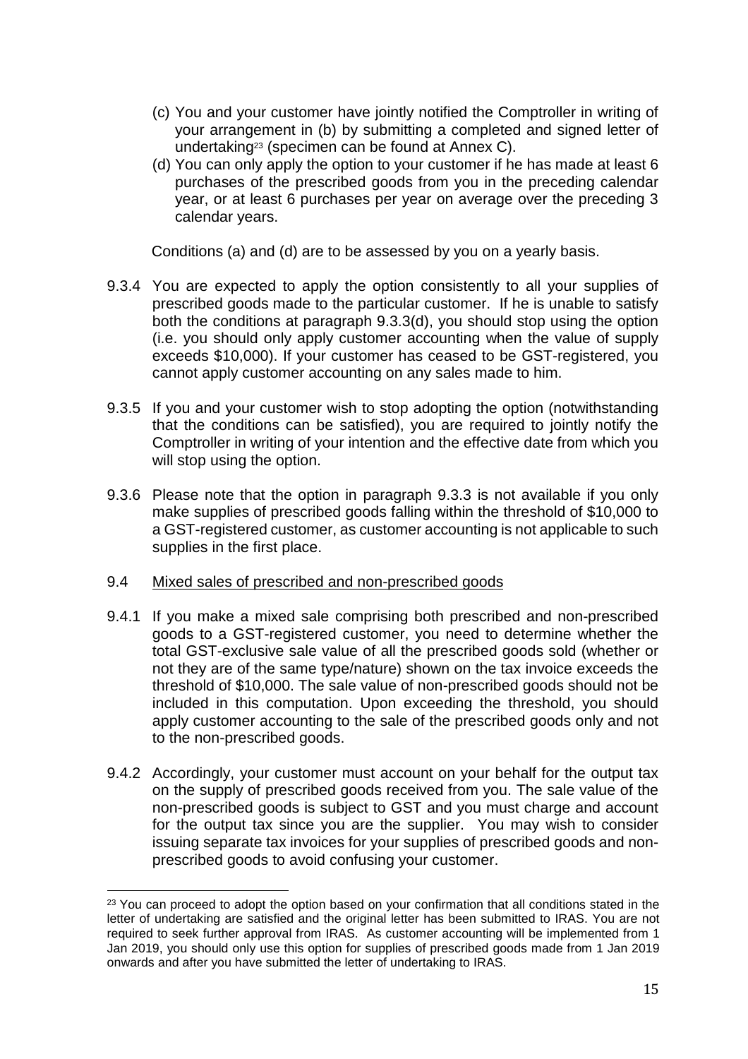(c) You and your customer have jointly notified the Comptroller in writing of your arrangement in (b) by submitting a completed and signed letter of undertaking[23] (specimen can be found at Annex C).

(d) You can only apply the option to your customer if he has made at least 6 purchases of the prescribed goods from you in the preceding calendar year, or at least 6 purchases per year on average over the preceding 3 calendar years.

Conditions (a) and (d) are to be assessed by you on a yearly basis.

9.3.4 You are expected to apply the option consistently to all your supplies of prescribed goods made to the particular customer. If he is unable to satisfy both the conditions at paragraph 9.3.3(d), you should stop using the option (i.e. you should only apply customer accounting when the value of supply exceeds $10,000). If your customer has ceased to be GST-registered, you cannot apply customer accounting on any sales made to him.

9.3.5 If you and your customer wish to stop adopting the option (notwithstanding that the conditions can be satisfied), you are required to jointly notify the Comptroller in writing of your intention and the effective date from which you will stop using the option.

9.3.6 Please note that the option in paragraph 9.3.3 is not available if you only make supplies of prescribed goods falling within the threshold of $10,000 to a GST-registered customer, as customer accounting is not applicable to such supplies in the first place.

9.4 <u>Mixed sales of prescribed and non-prescribed goods</u>

9.4.1 If you make a mixed sale comprising both prescribed and non-prescribed goods to a GST-registered customer, you need to determine whether the total GST-exclusive sale value of all the prescribed goods sold (whether or not they are of the same type/nature) shown on the tax invoice exceeds the threshold of $10,000. The sale value of non-prescribed goods should not be included in this computation. Upon exceeding the threshold, you should apply customer accounting to the sale of the prescribed goods only and not to the non-prescribed goods.

9.4.2 Accordingly, your customer must account on your behalf for the output tax on the supply of prescribed goods received from you. The sale value of the non-prescribed goods is subject to GST and you must charge and account for the output tax since you are the supplier. You may wish to consider issuing separate tax invoices for your supplies of prescribed goods and non-prescribed goods to avoid confusing your customer.

---

[23] You can proceed to adopt the option based on your confirmation that all conditions stated in the letter of undertaking are satisfied and the original letter has been submitted to IRAS. You are not required to seek further approval from IRAS. As customer accounting will be implemented from 1 Jan 2019, you should only use this option for supplies of prescribed goods made from 1 Jan 2019 onwards and after you have submitted the letter of undertaking to IRAS.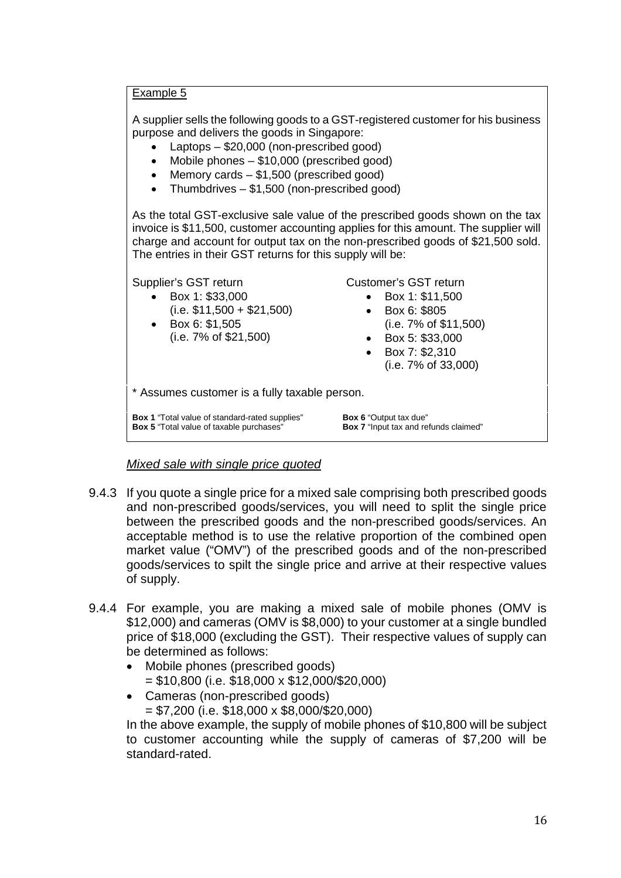<u>Example 5</u>

A supplier sells the following goods to a GST-registered customer for his business purpose and delivers the goods in Singapore:

- Laptops – $20,000 (non-prescribed good)
- Mobile phones – $10,000 (prescribed good)
- Memory cards – $1,500 (prescribed good)
- Thumbdrives – $1,500 (non-prescribed good)

As the total GST-exclusive sale value of the prescribed goods shown on the tax invoice is $11,500, customer accounting applies for this amount. The supplier will charge and account for output tax on the non-prescribed goods of $21,500 sold. The entries in their GST returns for this supply will be:

Supplier's GST return

- Box 1: $33,000
  (i.e. $11,500 + $21,500)
- Box 6: $1,505
  (i.e. 7% of $21,500)

Customer's GST return

- Box 1: $11,500
- Box 6: $805
  (i.e. 7% of $11,500)
- Box 5: $33,000
- Box 7: $2,310
  (i.e. 7% of 33,000)

\* Assumes customer is a fully taxable person.

**Box 1** "Total value of standard-rated supplies"
**Box 5** "Total value of taxable purchases"
**Box 6** "Output tax due"
**Box 7** "Input tax and refunds claimed"

*<u>Mixed sale with single price quoted</u>*

9.4.3 If you quote a single price for a mixed sale comprising both prescribed goods and non-prescribed goods/services, you will need to split the single price between the prescribed goods and the non-prescribed goods/services. An acceptable method is to use the relative proportion of the combined open market value ("OMV") of the prescribed goods and of the non-prescribed goods/services to spilt the single price and arrive at their respective values of supply.

9.4.4 For example, you are making a mixed sale of mobile phones (OMV is $12,000) and cameras (OMV is $8,000) to your customer at a single bundled price of $18,000 (excluding the GST). Their respective values of supply can be determined as follows:

- Mobile phones (prescribed goods)
  = $10,800 (i.e. $18,000 x $12,000/$20,000)
- Cameras (non-prescribed goods)
  = $7,200 (i.e. $18,000 x $8,000/$20,000)

In the above example, the supply of mobile phones of $10,800 will be subject to customer accounting while the supply of cameras of $7,200 will be standard-rated.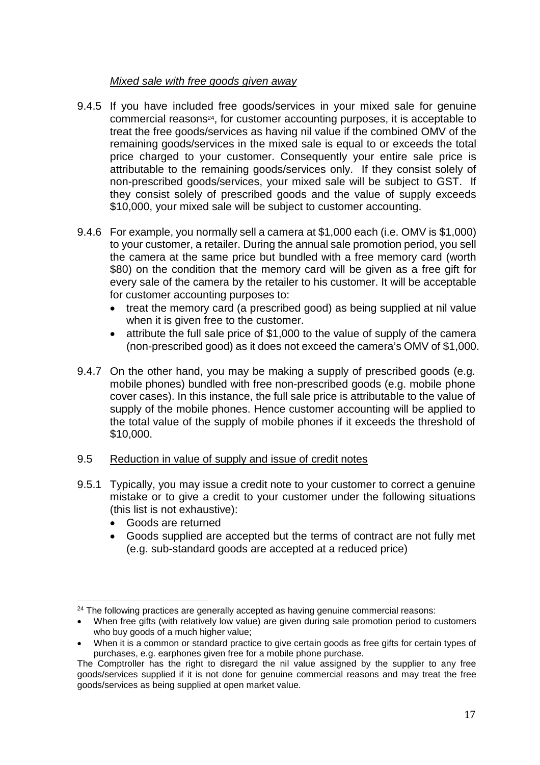*Mixed sale with free goods given away*

9.4.5 If you have included free goods/services in your mixed sale for genuine commercial reasons[24], for customer accounting purposes, it is acceptable to treat the free goods/services as having nil value if the combined OMV of the remaining goods/services in the mixed sale is equal to or exceeds the total price charged to your customer. Consequently your entire sale price is attributable to the remaining goods/services only. If they consist solely of non-prescribed goods/services, your mixed sale will be subject to GST. If they consist solely of prescribed goods and the value of supply exceeds $10,000, your mixed sale will be subject to customer accounting.

9.4.6 For example, you normally sell a camera at $1,000 each (i.e. OMV is $1,000) to your customer, a retailer. During the annual sale promotion period, you sell the camera at the same price but bundled with a free memory card (worth $80) on the condition that the memory card will be given as a free gift for every sale of the camera by the retailer to his customer. It will be acceptable for customer accounting purposes to:

- treat the memory card (a prescribed good) as being supplied at nil value when it is given free to the customer.
- attribute the full sale price of $1,000 to the value of supply of the camera (non-prescribed good) as it does not exceed the camera's OMV of $1,000.

9.4.7 On the other hand, you may be making a supply of prescribed goods (e.g. mobile phones) bundled with free non-prescribed goods (e.g. mobile phone cover cases). In this instance, the full sale price is attributable to the value of supply of the mobile phones. Hence customer accounting will be applied to the total value of the supply of mobile phones if it exceeds the threshold of $10,000.

9.5 <u>Reduction in value of supply and issue of credit notes</u>

9.5.1 Typically, you may issue a credit note to your customer to correct a genuine mistake or to give a credit to your customer under the following situations (this list is not exhaustive):

- Goods are returned
- Goods supplied are accepted but the terms of contract are not fully met (e.g. sub-standard goods are accepted at a reduced price)

---

[24] The following practices are generally accepted as having genuine commercial reasons:

- When free gifts (with relatively low value) are given during sale promotion period to customers who buy goods of a much higher value;
- When it is a common or standard practice to give certain goods as free gifts for certain types of purchases, e.g. earphones given free for a mobile phone purchase.

The Comptroller has the right to disregard the nil value assigned by the supplier to any free goods/services supplied if it is not done for genuine commercial reasons and may treat the free goods/services as being supplied at open market value.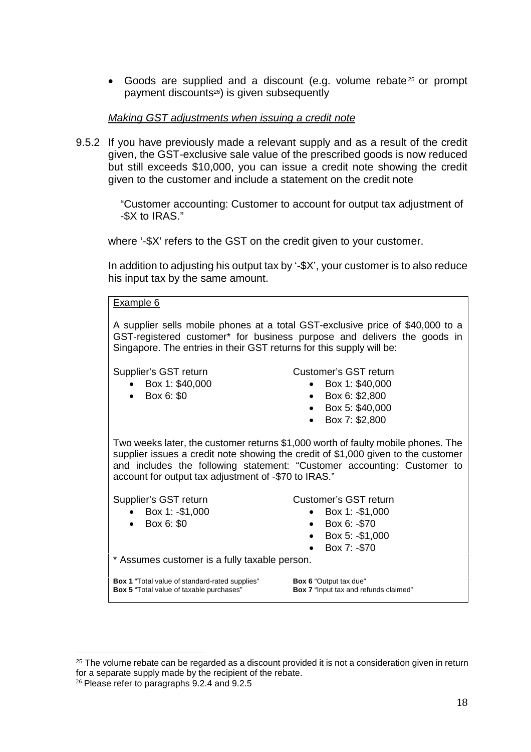- Goods are supplied and a discount (e.g. volume rebate[25] or prompt payment discounts[26]) is given subsequently

*Making GST adjustments when issuing a credit note*

9.5.2 If you have previously made a relevant supply and as a result of the credit given, the GST-exclusive sale value of the prescribed goods is now reduced but still exceeds $10,000, you can issue a credit note showing the credit given to the customer and include a statement on the credit note

> "Customer accounting: Customer to account for output tax adjustment of -$X to IRAS."

where '-$X' refers to the GST on the credit given to your customer.

In addition to adjusting his output tax by '-$X', your customer is to also reduce his input tax by the same amount.

> Example 6
>
> A supplier sells mobile phones at a total GST-exclusive price of $40,000 to a GST-registered customer* for business purpose and delivers the goods in Singapore. The entries in their GST returns for this supply will be:
>
> Supplier's GST return
> - Box 1: $40,000
> - Box 6: $0
>
> Customer's GST return
> - Box 1: $40,000
> - Box 6: $2,800
> - Box 5: $40,000
> - Box 7: $2,800
>
> Two weeks later, the customer returns $1,000 worth of faulty mobile phones. The supplier issues a credit note showing the credit of $1,000 given to the customer and includes the following statement: "Customer accounting: Customer to account for output tax adjustment of -$70 to IRAS."
>
> Supplier's GST return
> - Box 1: -$1,000
> - Box 6: $0
>
> Customer's GST return
> - Box 1: -$1,000
> - Box 6: -$70
> - Box 5: -$1,000
> - Box 7: -$70
>
> \* Assumes customer is a fully taxable person.
>
> **Box 1** "Total value of standard-rated supplies"
> **Box 5** "Total value of taxable purchases"
> **Box 6** "Output tax due"
> **Box 7** "Input tax and refunds claimed"

---

[25] The volume rebate can be regarded as a discount provided it is not a consideration given in return for a separate supply made by the recipient of the rebate.

[26] Please refer to paragraphs 9.2.4 and 9.2.5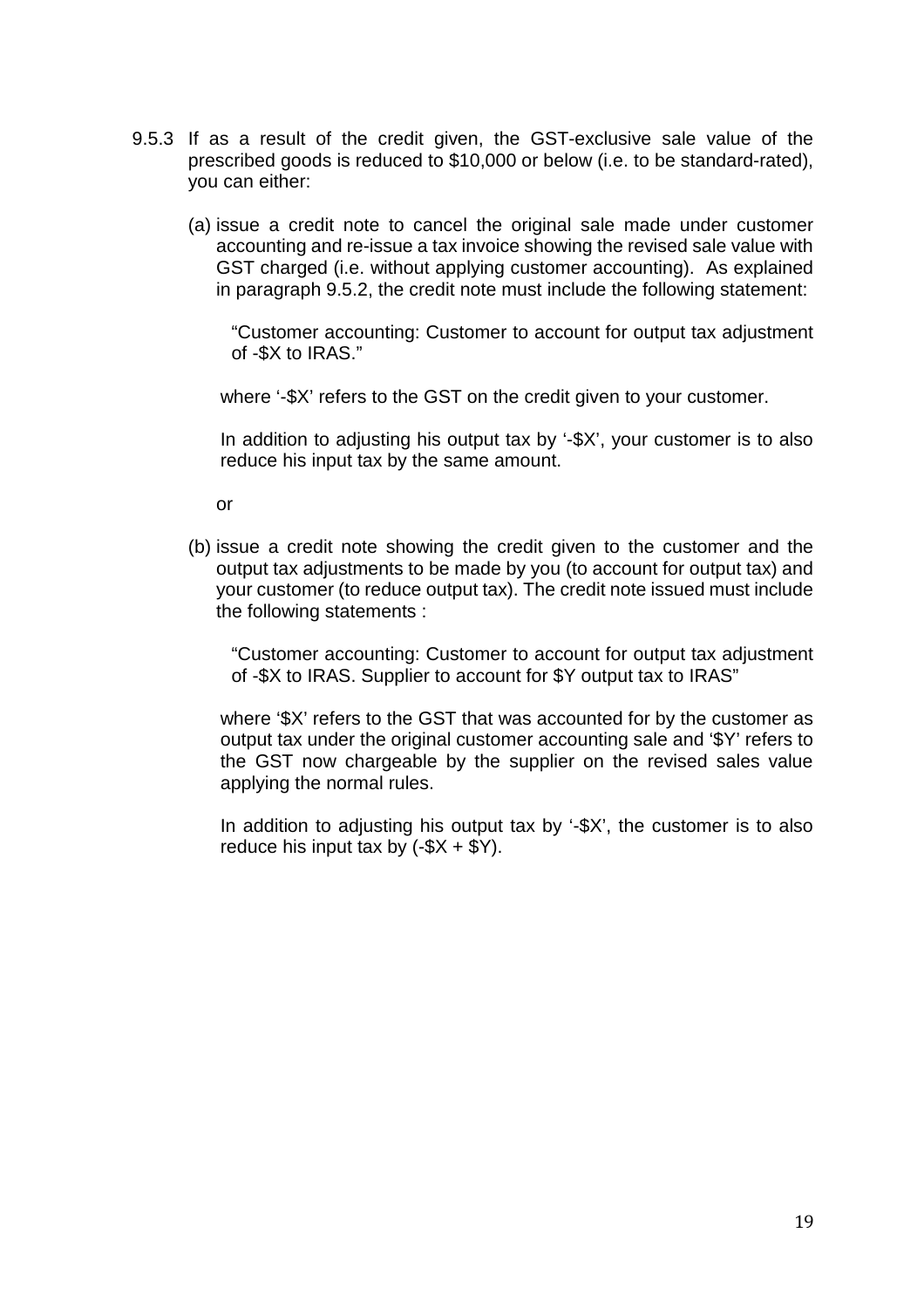9.5.3 If as a result of the credit given, the GST-exclusive sale value of the prescribed goods is reduced to $10,000 or below (i.e. to be standard-rated), you can either:

(a) issue a credit note to cancel the original sale made under customer accounting and re-issue a tax invoice showing the revised sale value with GST charged (i.e. without applying customer accounting). As explained in paragraph 9.5.2, the credit note must include the following statement:

> "Customer accounting: Customer to account for output tax adjustment of -$X to IRAS."

where '-$X' refers to the GST on the credit given to your customer.

In addition to adjusting his output tax by '-$X', your customer is to also reduce his input tax by the same amount.

or

(b) issue a credit note showing the credit given to the customer and the output tax adjustments to be made by you (to account for output tax) and your customer (to reduce output tax). The credit note issued must include the following statements :

> "Customer accounting: Customer to account for output tax adjustment of -$X to IRAS. Supplier to account for $Y output tax to IRAS"

where '$X' refers to the GST that was accounted for by the customer as output tax under the original customer accounting sale and '$Y' refers to the GST now chargeable by the supplier on the revised sales value applying the normal rules.

In addition to adjusting his output tax by '-$X', the customer is to also reduce his input tax by (-$X + $Y).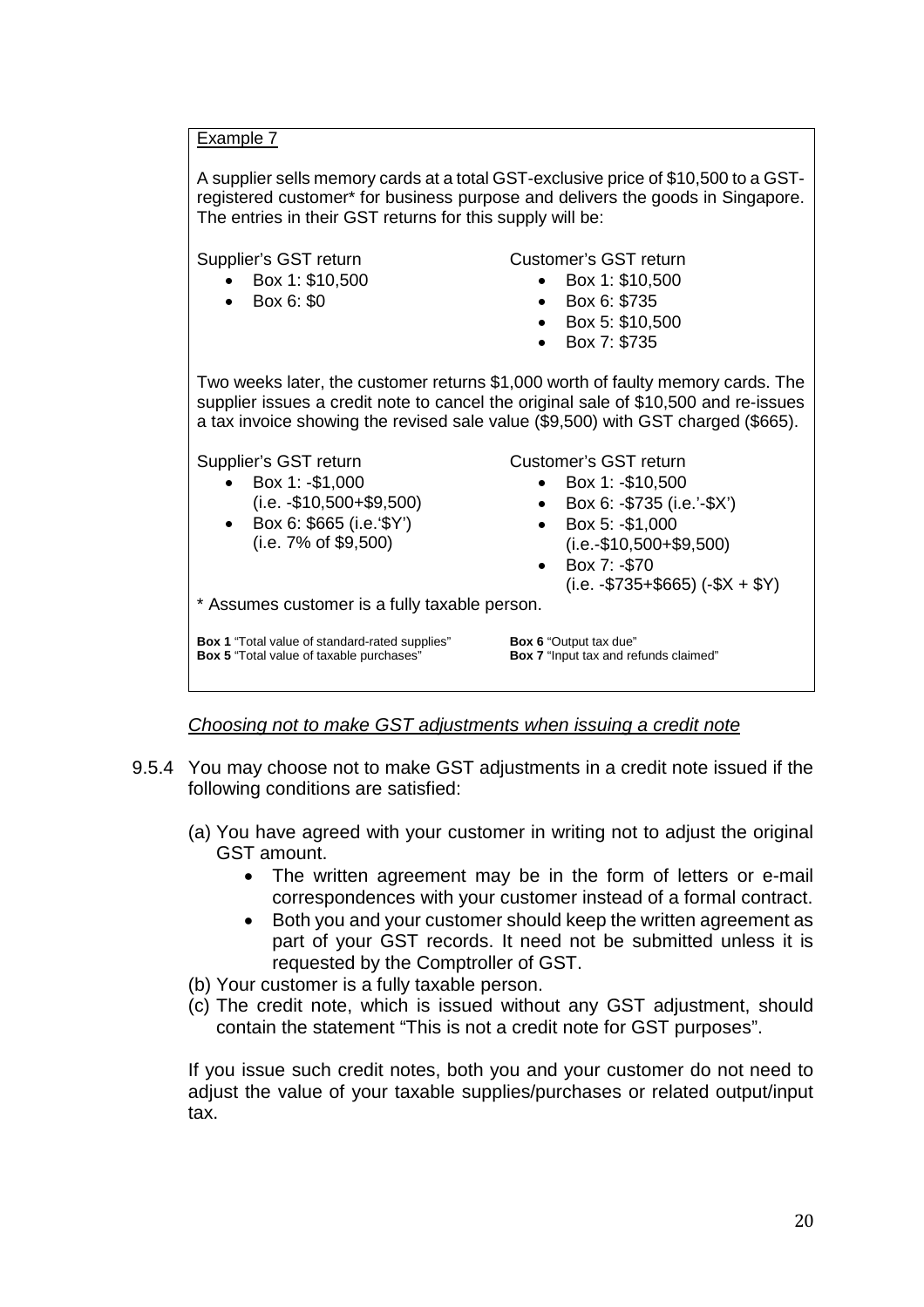Example 7

A supplier sells memory cards at a total GST-exclusive price of $10,500 to a GST-registered customer* for business purpose and delivers the goods in Singapore. The entries in their GST returns for this supply will be:

Supplier's GST return

- Box 1: $10,500
- Box 6: $0

Customer's GST return

- Box 1: $10,500
- Box 6: $735
- Box 5: $10,500
- Box 7: $735

Two weeks later, the customer returns $1,000 worth of faulty memory cards. The supplier issues a credit note to cancel the original sale of $10,500 and re-issues a tax invoice showing the revised sale value ($9,500) with GST charged ($665).

Supplier's GST return

- Box 1: -$1,000 (i.e. -$10,500+$9,500)
- Box 6: $665 (i.e.'$Y') (i.e. 7% of $9,500)

Customer's GST return

- Box 1: -$10,500
- Box 6: -$735 (i.e.'-$X')
- Box 5: -$1,000 (i.e.-$10,500+$9,500)
- Box 7: -$70 (i.e. -$735+$665) (-$X + $Y)

\* Assumes customer is a fully taxable person.

**Box 1** "Total value of standard-rated supplies"
**Box 5** "Total value of taxable purchases"
**Box 6** "Output tax due"
**Box 7** "Input tax and refunds claimed"

*Choosing not to make GST adjustments when issuing a credit note*

9.5.4 You may choose not to make GST adjustments in a credit note issued if the following conditions are satisfied:

(a) You have agreed with your customer in writing not to adjust the original GST amount.
  - The written agreement may be in the form of letters or e-mail correspondences with your customer instead of a formal contract.
  - Both you and your customer should keep the written agreement as part of your GST records. It need not be submitted unless it is requested by the Comptroller of GST.

(b) Your customer is a fully taxable person.

(c) The credit note, which is issued without any GST adjustment, should contain the statement "This is not a credit note for GST purposes".

If you issue such credit notes, both you and your customer do not need to adjust the value of your taxable supplies/purchases or related output/input tax.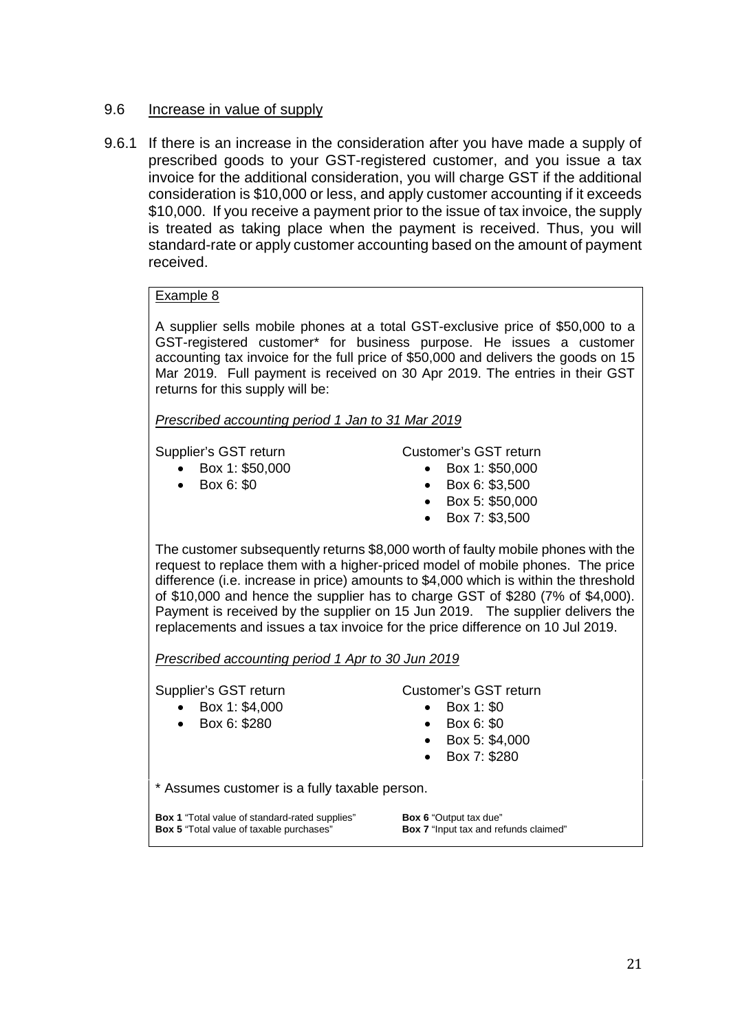## 9.6 Increase in value of supply

9.6.1 If there is an increase in the consideration after you have made a supply of prescribed goods to your GST-registered customer, and you issue a tax invoice for the additional consideration, you will charge GST if the additional consideration is $10,000 or less, and apply customer accounting if it exceeds $10,000. If you receive a payment prior to the issue of tax invoice, the supply is treated as taking place when the payment is received. Thus, you will standard-rate or apply customer accounting based on the amount of payment received.

> Example 8
>
> A supplier sells mobile phones at a total GST-exclusive price of $50,000 to a GST-registered customer* for business purpose. He issues a customer accounting tax invoice for the full price of $50,000 and delivers the goods on 15 Mar 2019. Full payment is received on 30 Apr 2019. The entries in their GST returns for this supply will be:
>
> *Prescribed accounting period 1 Jan to 31 Mar 2019*
>
> Supplier's GST return
> - Box 1: $50,000
> - Box 6: $0
>
> Customer's GST return
> - Box 1: $50,000
> - Box 6: $3,500
> - Box 5: $50,000
> - Box 7: $3,500
>
> The customer subsequently returns $8,000 worth of faulty mobile phones with the request to replace them with a higher-priced model of mobile phones. The price difference (i.e. increase in price) amounts to $4,000 which is within the threshold of $10,000 and hence the supplier has to charge GST of $280 (7% of $4,000). Payment is received by the supplier on 15 Jun 2019. The supplier delivers the replacements and issues a tax invoice for the price difference on 10 Jul 2019.
>
> *Prescribed accounting period 1 Apr to 30 Jun 2019*
>
> Supplier's GST return
> - Box 1: $4,000
> - Box 6: $280
>
> Customer's GST return
> - Box 1: $0
> - Box 6: $0
> - Box 5: $4,000
> - Box 7: $280
>
> * Assumes customer is a fully taxable person.
>
> **Box 1** "Total value of standard-rated supplies"
> **Box 5** "Total value of taxable purchases"
> **Box 6** "Output tax due"
> **Box 7** "Input tax and refunds claimed"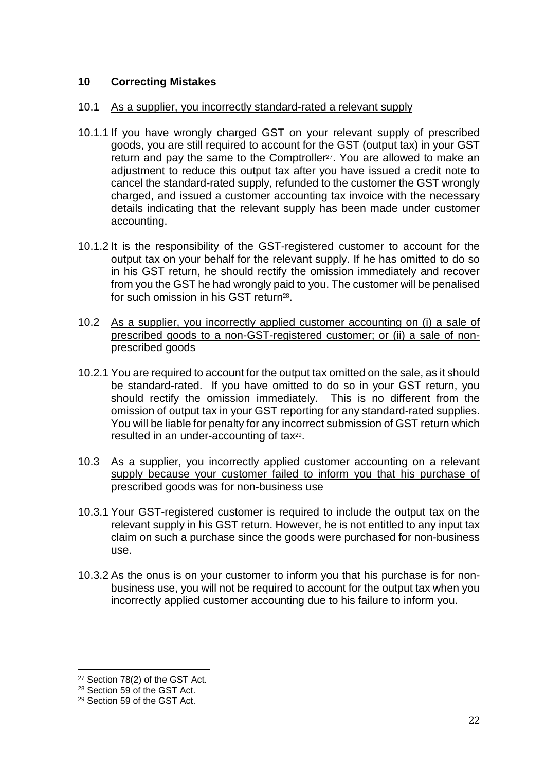## 10 Correcting Mistakes

### 10.1 As a supplier, you incorrectly standard-rated a relevant supply

10.1.1 If you have wrongly charged GST on your relevant supply of prescribed goods, you are still required to account for the GST (output tax) in your GST return and pay the same to the Comptroller[27]. You are allowed to make an adjustment to reduce this output tax after you have issued a credit note to cancel the standard-rated supply, refunded to the customer the GST wrongly charged, and issued a customer accounting tax invoice with the necessary details indicating that the relevant supply has been made under customer accounting.

10.1.2 It is the responsibility of the GST-registered customer to account for the output tax on your behalf for the relevant supply. If he has omitted to do so in his GST return, he should rectify the omission immediately and recover from you the GST he had wrongly paid to you. The customer will be penalised for such omission in his GST return[28].

### 10.2 As a supplier, you incorrectly applied customer accounting on (i) a sale of prescribed goods to a non-GST-registered customer; or (ii) a sale of non-prescribed goods

10.2.1 You are required to account for the output tax omitted on the sale, as it should be standard-rated. If you have omitted to do so in your GST return, you should rectify the omission immediately. This is no different from the omission of output tax in your GST reporting for any standard-rated supplies. You will be liable for penalty for any incorrect submission of GST return which resulted in an under-accounting of tax[29].

### 10.3 As a supplier, you incorrectly applied customer accounting on a relevant supply because your customer failed to inform you that his purchase of prescribed goods was for non-business use

10.3.1 Your GST-registered customer is required to include the output tax on the relevant supply in his GST return. However, he is not entitled to any input tax claim on such a purchase since the goods were purchased for non-business use.

10.3.2 As the onus is on your customer to inform you that his purchase is for non-business use, you will not be required to account for the output tax when you incorrectly applied customer accounting due to his failure to inform you.

---

[27] Section 78(2) of the GST Act.

[28] Section 59 of the GST Act.

[29] Section 59 of the GST Act.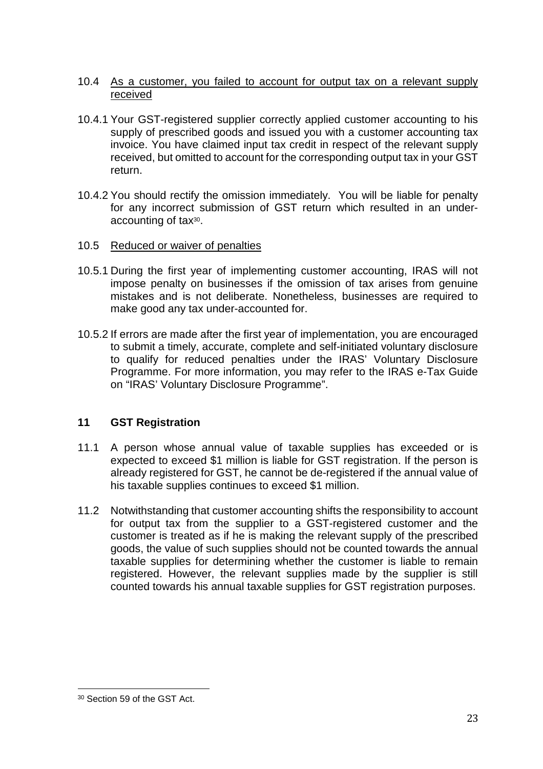10.4 <u>As a customer, you failed to account for output tax on a relevant supply received</u>

10.4.1 Your GST-registered supplier correctly applied customer accounting to his supply of prescribed goods and issued you with a customer accounting tax invoice. You have claimed input tax credit in respect of the relevant supply received, but omitted to account for the corresponding output tax in your GST return.

10.4.2 You should rectify the omission immediately. You will be liable for penalty for any incorrect submission of GST return which resulted in an under-accounting of tax[30].

10.5 <u>Reduced or waiver of penalties</u>

10.5.1 During the first year of implementing customer accounting, IRAS will not impose penalty on businesses if the omission of tax arises from genuine mistakes and is not deliberate. Nonetheless, businesses are required to make good any tax under-accounted for.

10.5.2 If errors are made after the first year of implementation, you are encouraged to submit a timely, accurate, complete and self-initiated voluntary disclosure to qualify for reduced penalties under the IRAS' Voluntary Disclosure Programme. For more information, you may refer to the IRAS e-Tax Guide on "IRAS' Voluntary Disclosure Programme".

## 11 GST Registration

11.1 A person whose annual value of taxable supplies has exceeded or is expected to exceed $1 million is liable for GST registration. If the person is already registered for GST, he cannot be de-registered if the annual value of his taxable supplies continues to exceed $1 million.

11.2 Notwithstanding that customer accounting shifts the responsibility to account for output tax from the supplier to a GST-registered customer and the customer is treated as if he is making the relevant supply of the prescribed goods, the value of such supplies should not be counted towards the annual taxable supplies for determining whether the customer is liable to remain registered. However, the relevant supplies made by the supplier is still counted towards his annual taxable supplies for GST registration purposes.

---

[30] Section 59 of the GST Act.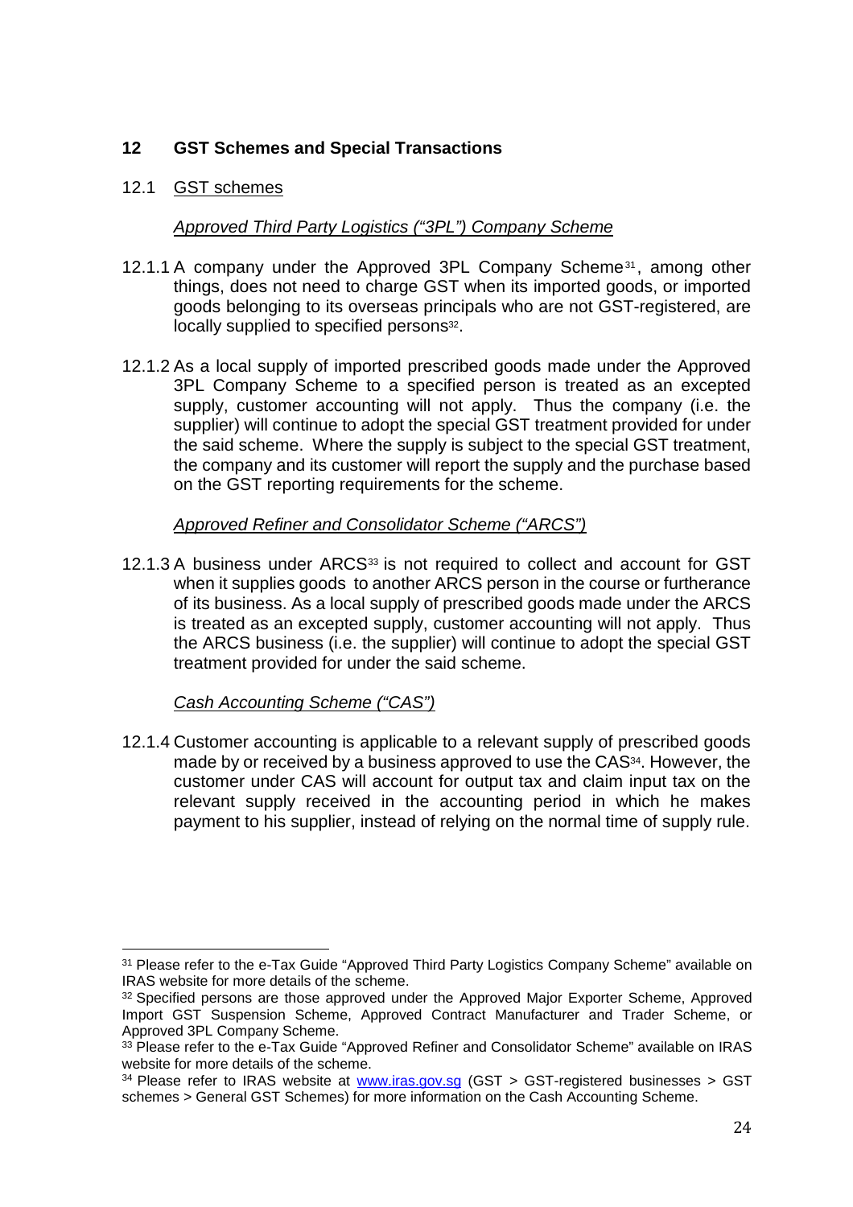## 12 GST Schemes and Special Transactions

### 12.1 GST schemes

*Approved Third Party Logistics ("3PL") Company Scheme*

12.1.1 A company under the Approved 3PL Company Scheme[31], among other things, does not need to charge GST when its imported goods, or imported goods belonging to its overseas principals who are not GST-registered, are locally supplied to specified persons[32].

12.1.2 As a local supply of imported prescribed goods made under the Approved 3PL Company Scheme to a specified person is treated as an excepted supply, customer accounting will not apply. Thus the company (i.e. the supplier) will continue to adopt the special GST treatment provided for under the said scheme. Where the supply is subject to the special GST treatment, the company and its customer will report the supply and the purchase based on the GST reporting requirements for the scheme.

*Approved Refiner and Consolidator Scheme ("ARCS")*

12.1.3 A business under ARCS[33] is not required to collect and account for GST when it supplies goods to another ARCS person in the course or furtherance of its business. As a local supply of prescribed goods made under the ARCS is treated as an excepted supply, customer accounting will not apply. Thus the ARCS business (i.e. the supplier) will continue to adopt the special GST treatment provided for under the said scheme.

*Cash Accounting Scheme ("CAS")*

12.1.4 Customer accounting is applicable to a relevant supply of prescribed goods made by or received by a business approved to use the CAS[34]. However, the customer under CAS will account for output tax and claim input tax on the relevant supply received in the accounting period in which he makes payment to his supplier, instead of relying on the normal time of supply rule.

---

[31] Please refer to the e-Tax Guide "Approved Third Party Logistics Company Scheme" available on IRAS website for more details of the scheme.

[32] Specified persons are those approved under the Approved Major Exporter Scheme, Approved Import GST Suspension Scheme, Approved Contract Manufacturer and Trader Scheme, or Approved 3PL Company Scheme.

[33] Please refer to the e-Tax Guide "Approved Refiner and Consolidator Scheme" available on IRAS website for more details of the scheme.

[34] Please refer to IRAS website at www.iras.gov.sg (GST > GST-registered businesses > GST schemes > General GST Schemes) for more information on the Cash Accounting Scheme.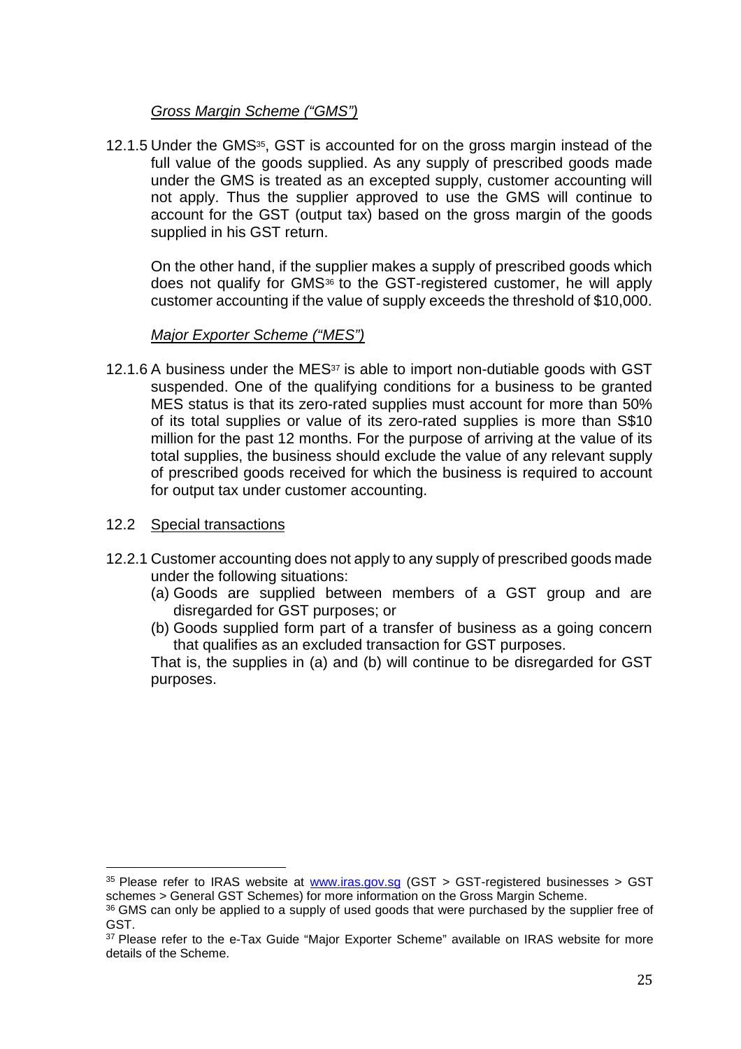*Gross Margin Scheme ("GMS")*

12.1.5 Under the GMS[35], GST is accounted for on the gross margin instead of the full value of the goods supplied. As any supply of prescribed goods made under the GMS is treated as an excepted supply, customer accounting will not apply. Thus the supplier approved to use the GMS will continue to account for the GST (output tax) based on the gross margin of the goods supplied in his GST return.

On the other hand, if the supplier makes a supply of prescribed goods which does not qualify for GMS[36] to the GST-registered customer, he will apply customer accounting if the value of supply exceeds the threshold of $10,000.

*Major Exporter Scheme ("MES")*

12.1.6 A business under the MES[37] is able to import non-dutiable goods with GST suspended. One of the qualifying conditions for a business to be granted MES status is that its zero-rated supplies must account for more than 50% of its total supplies or value of its zero-rated supplies is more than S$10 million for the past 12 months. For the purpose of arriving at the value of its total supplies, the business should exclude the value of any relevant supply of prescribed goods received for which the business is required to account for output tax under customer accounting.

12.2 Special transactions

12.2.1 Customer accounting does not apply to any supply of prescribed goods made under the following situations:

(a) Goods are supplied between members of a GST group and are disregarded for GST purposes; or

(b) Goods supplied form part of a transfer of business as a going concern that qualifies as an excluded transaction for GST purposes.

That is, the supplies in (a) and (b) will continue to be disregarded for GST purposes.

---

[35] Please refer to IRAS website at www.iras.gov.sg (GST > GST-registered businesses > GST schemes > General GST Schemes) for more information on the Gross Margin Scheme.

[36] GMS can only be applied to a supply of used goods that were purchased by the supplier free of GST.

[37] Please refer to the e-Tax Guide "Major Exporter Scheme" available on IRAS website for more details of the Scheme.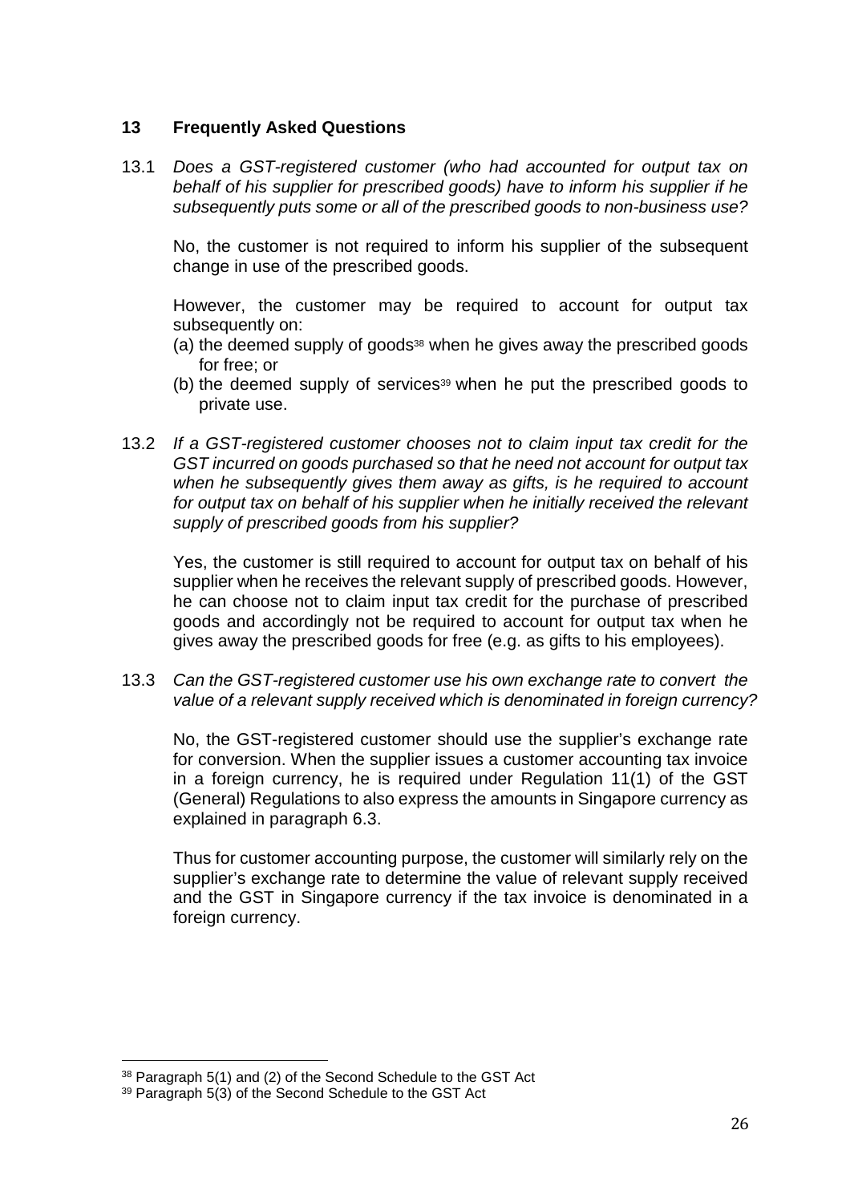## 13 Frequently Asked Questions

13.1 *Does a GST-registered customer (who had accounted for output tax on behalf of his supplier for prescribed goods) have to inform his supplier if he subsequently puts some or all of the prescribed goods to non-business use?*

No, the customer is not required to inform his supplier of the subsequent change in use of the prescribed goods.

However, the customer may be required to account for output tax subsequently on:

(a) the deemed supply of goods[38] when he gives away the prescribed goods for free; or

(b) the deemed supply of services[39] when he put the prescribed goods to private use.

13.2 *If a GST-registered customer chooses not to claim input tax credit for the GST incurred on goods purchased so that he need not account for output tax when he subsequently gives them away as gifts, is he required to account for output tax on behalf of his supplier when he initially received the relevant supply of prescribed goods from his supplier?*

Yes, the customer is still required to account for output tax on behalf of his supplier when he receives the relevant supply of prescribed goods. However, he can choose not to claim input tax credit for the purchase of prescribed goods and accordingly not be required to account for output tax when he gives away the prescribed goods for free (e.g. as gifts to his employees).

13.3 *Can the GST-registered customer use his own exchange rate to convert the value of a relevant supply received which is denominated in foreign currency?*

No, the GST-registered customer should use the supplier's exchange rate for conversion. When the supplier issues a customer accounting tax invoice in a foreign currency, he is required under Regulation 11(1) of the GST (General) Regulations to also express the amounts in Singapore currency as explained in paragraph 6.3.

Thus for customer accounting purpose, the customer will similarly rely on the supplier's exchange rate to determine the value of relevant supply received and the GST in Singapore currency if the tax invoice is denominated in a foreign currency.

---

[38] Paragraph 5(1) and (2) of the Second Schedule to the GST Act

[39] Paragraph 5(3) of the Second Schedule to the GST Act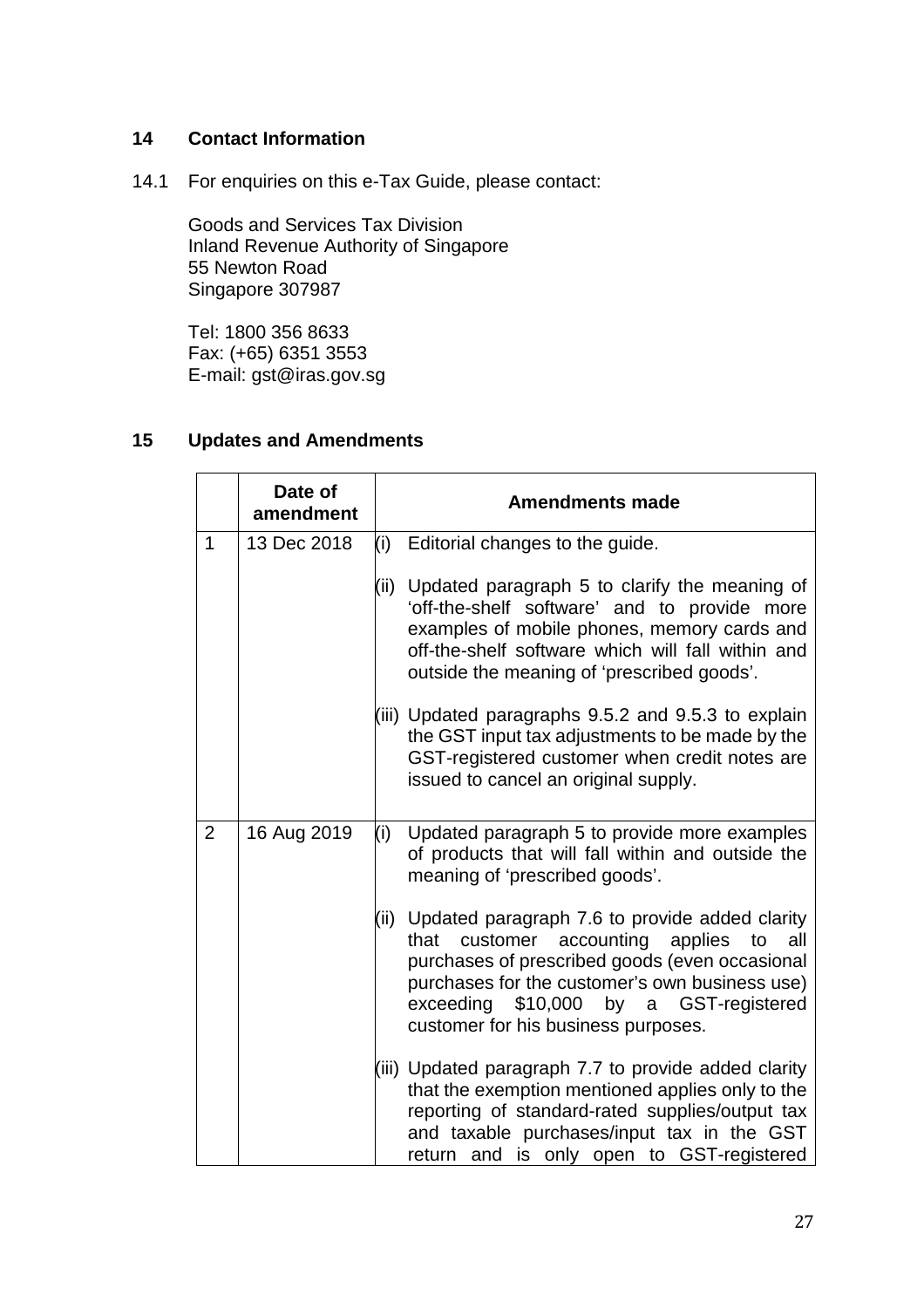## 14 Contact Information

14.1 For enquiries on this e-Tax Guide, please contact:

Goods and Services Tax Division
Inland Revenue Authority of Singapore
55 Newton Road
Singapore 307987

Tel: 1800 356 8633
Fax: (+65) 6351 3553
E-mail: gst@iras.gov.sg

## 15 Updates and Amendments

| | Date of amendment | Amendments made |
|---|---|---|
| 1 | 13 Dec 2018 | (i) Editorial changes to the guide.<br><br>(ii) Updated paragraph 5 to clarify the meaning of 'off-the-shelf software' and to provide more examples of mobile phones, memory cards and off-the-shelf software which will fall within and outside the meaning of 'prescribed goods'.<br><br>(iii) Updated paragraphs 9.5.2 and 9.5.3 to explain the GST input tax adjustments to be made by the GST-registered customer when credit notes are issued to cancel an original supply. |
| 2 | 16 Aug 2019 | (i) Updated paragraph 5 to provide more examples of products that will fall within and outside the meaning of 'prescribed goods'.<br><br>(ii) Updated paragraph 7.6 to provide added clarity that customer accounting applies to all purchases of prescribed goods (even occasional purchases for the customer's own business use) exceeding \$10,000 by a GST-registered customer for his business purposes.<br><br>(iii) Updated paragraph 7.7 to provide added clarity that the exemption mentioned applies only to the reporting of standard-rated supplies/output tax and taxable purchases/input tax in the GST return and is only open to GST-registered |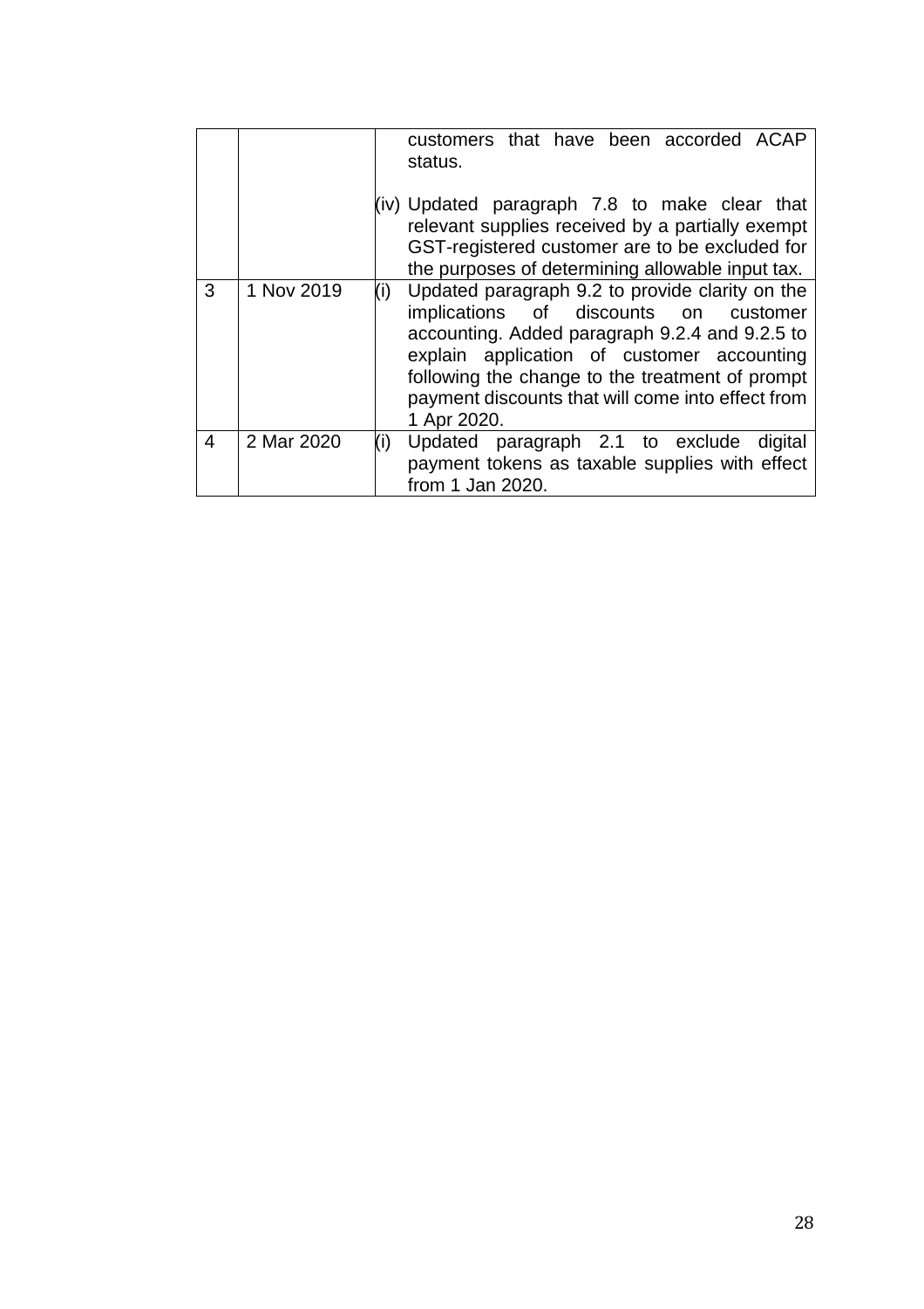| | | |
|---|---|---|
| | | customers that have been accorded ACAP status.<br><br>(iv) Updated paragraph 7.8 to make clear that relevant supplies received by a partially exempt GST-registered customer are to be excluded for the purposes of determining allowable input tax. |
| 3 | 1 Nov 2019 | (i) Updated paragraph 9.2 to provide clarity on the implications of discounts on customer accounting. Added paragraph 9.2.4 and 9.2.5 to explain application of customer accounting following the change to the treatment of prompt payment discounts that will come into effect from 1 Apr 2020. |
| 4 | 2 Mar 2020 | (i) Updated paragraph 2.1 to exclude digital payment tokens as taxable supplies with effect from 1 Jan 2020. |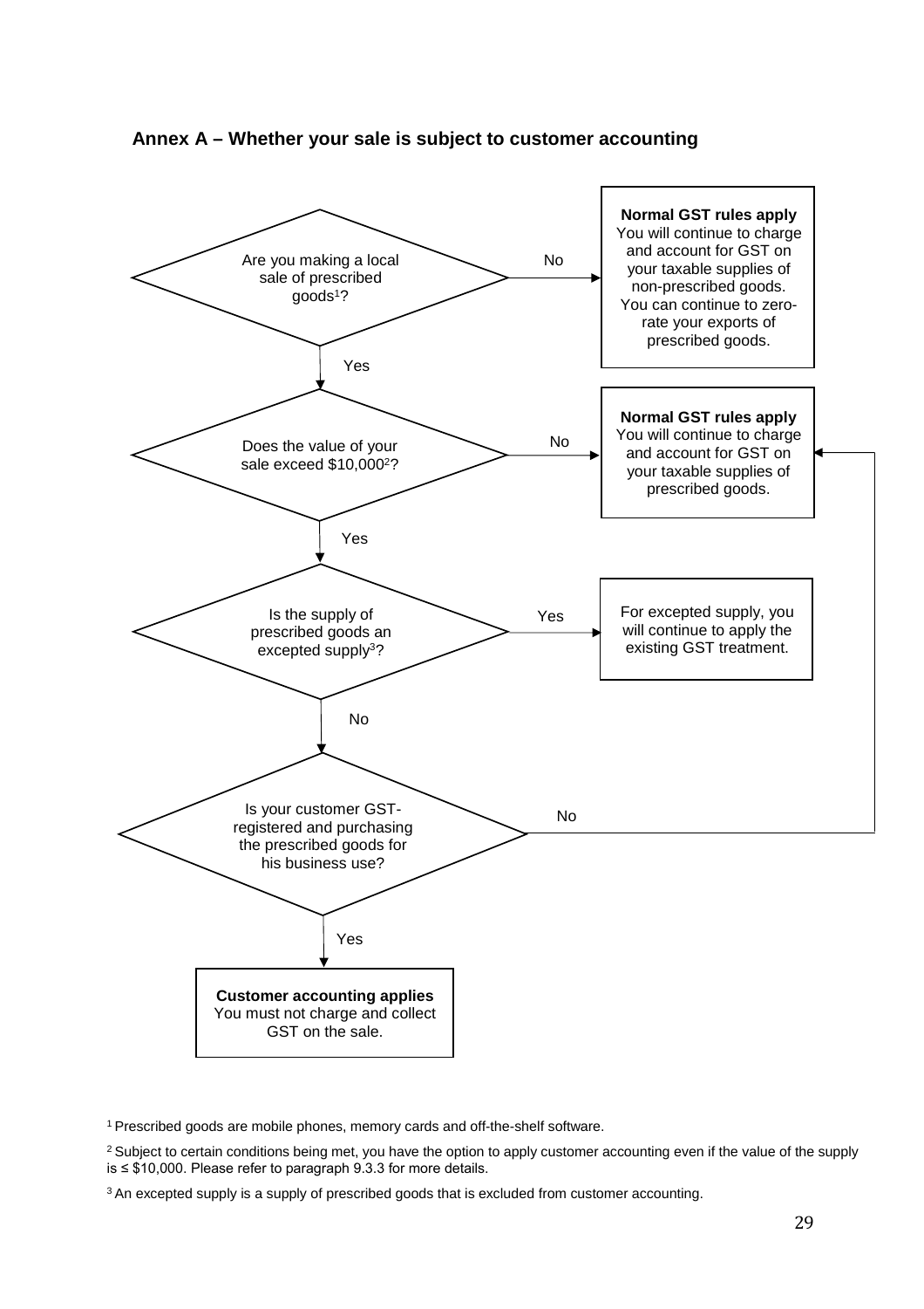### Annex A – Whether your sale is subject to customer accounting

**Are you making a local sale of prescribed goods[1]?**

- **No** → **Normal GST rules apply** You will continue to charge and account for GST on your taxable supplies of non-prescribed goods. You can continue to zero-rate your exports of prescribed goods.
- **Yes** → **Does the value of your sale exceed $10,000[2]?**
  - **No** → **Normal GST rules apply** You will continue to charge and account for GST on your taxable supplies of prescribed goods.
  - **Yes** → **Is the supply of prescribed goods an excepted supply[3]?**
    - **Yes** → For excepted supply, you will continue to apply the existing GST treatment.
    - **No** → **Is your customer GST-registered and purchasing the prescribed goods for his business use?**
      - **No** → **Normal GST rules apply** You will continue to charge and account for GST on your taxable supplies of prescribed goods.
      - **Yes** → **Customer accounting applies** You must not charge and collect GST on the sale.

[1] Prescribed goods are mobile phones, memory cards and off-the-shelf software.

[2] Subject to certain conditions being met, you have the option to apply customer accounting even if the value of the supply is ≤ $10,000. Please refer to paragraph 9.3.3 for more details.

[3] An excepted supply is a supply of prescribed goods that is excluded from customer accounting.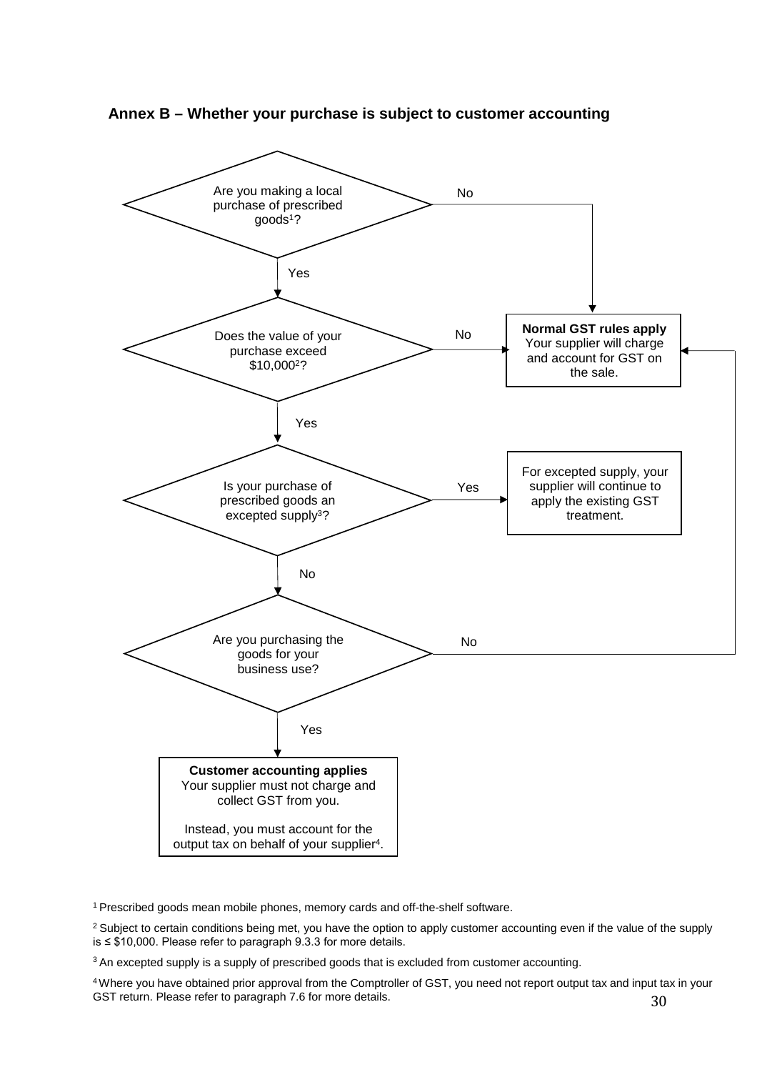## Annex B – Whether your purchase is subject to customer accounting

Are you making a local purchase of prescribed goods[1]?

- No → **Normal GST rules apply** Your supplier will charge and account for GST on the sale.
- Yes ↓

Does the value of your purchase exceed $10,000[2]?

- No → **Normal GST rules apply** Your supplier will charge and account for GST on the sale.
- Yes ↓

Is your purchase of prescribed goods an excepted supply[3]?

- Yes → For excepted supply, your supplier will continue to apply the existing GST treatment.
- No ↓

Are you purchasing the goods for your business use?

- No → **Normal GST rules apply** Your supplier will charge and account for GST on the sale.
- Yes ↓

**Customer accounting applies**
Your supplier must not charge and collect GST from you.

Instead, you must account for the output tax on behalf of your supplier[4].

[1] Prescribed goods mean mobile phones, memory cards and off-the-shelf software.

[2] Subject to certain conditions being met, you have the option to apply customer accounting even if the value of the supply is ≤ $10,000. Please refer to paragraph 9.3.3 for more details.

[3] An excepted supply is a supply of prescribed goods that is excluded from customer accounting.

[4] Where you have obtained prior approval from the Comptroller of GST, you need not report output tax and input tax in your GST return. Please refer to paragraph 7.6 for more details.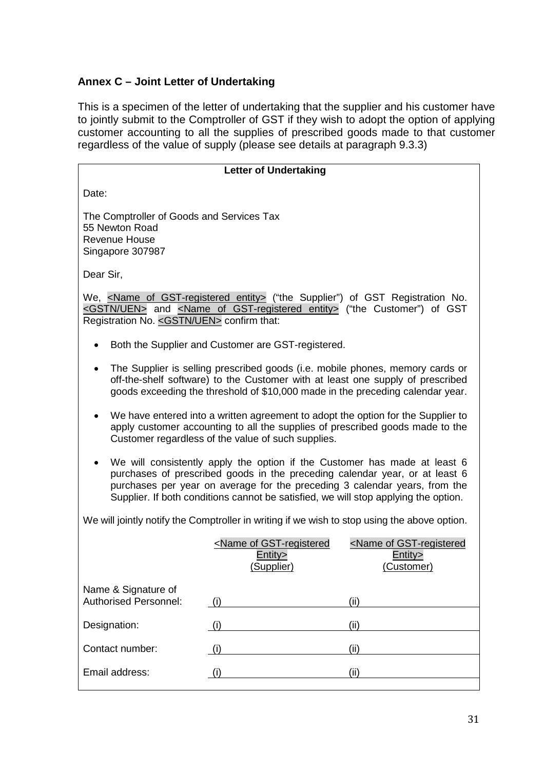## Annex C – Joint Letter of Undertaking

This is a specimen of the letter of undertaking that the supplier and his customer have to jointly submit to the Comptroller of GST if they wish to adopt the option of applying customer accounting to all the supplies of prescribed goods made to that customer regardless of the value of supply (please see details at paragraph 9.3.3)

---

**Letter of Undertaking**

Date:

The Comptroller of Goods and Services Tax
55 Newton Road
Revenue House
Singapore 307987

Dear Sir,

We, <Name of GST-registered entity> ("the Supplier") of GST Registration No. <GSTN/UEN> and <Name of GST-registered entity> ("the Customer") of GST Registration No. <GSTN/UEN> confirm that:

- Both the Supplier and Customer are GST-registered.
- The Supplier is selling prescribed goods (i.e. mobile phones, memory cards or off-the-shelf software) to the Customer with at least one supply of prescribed goods exceeding the threshold of $10,000 made in the preceding calendar year.
- We have entered into a written agreement to adopt the option for the Supplier to apply customer accounting to all the supplies of prescribed goods made to the Customer regardless of the value of such supplies.
- We will consistently apply the option if the Customer has made at least 6 purchases of prescribed goods in the preceding calendar year, or at least 6 purchases per year on average for the preceding 3 calendar years, from the Supplier. If both conditions cannot be satisfied, we will stop applying the option.

We will jointly notify the Comptroller in writing if we wish to stop using the above option.

| | <Name of GST-registered Entity> (Supplier) | <Name of GST-registered Entity> (Customer) |
|---|---|---|
| Name & Signature of Authorised Personnel: | (i) | (ii) |
| Designation: | (i) | (ii) |
| Contact number: | (i) | (ii) |
| Email address: | (i) | (ii) |